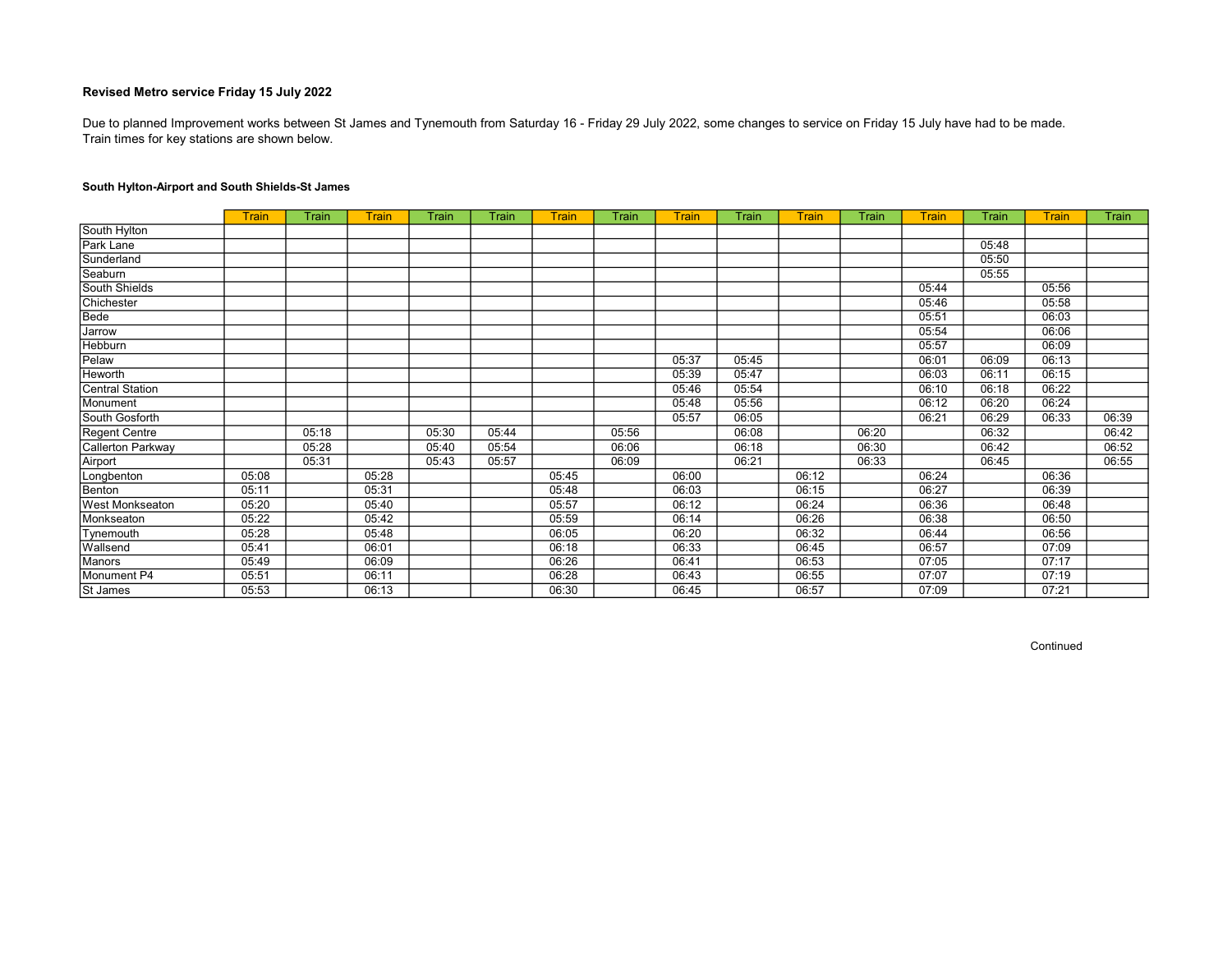**Revised Metro service Friday 15 July 2022**

Due to planned Improvement works between St James and Tynemouth from Saturday 16 - Friday 29 July 2022, some changes to service on Friday 15 July have had to be made.
Train times for key stations are shown below.

**South Hylton-Airport and South Shields-St James**

| | Train | Train | Train | Train | Train | Train | Train | Train | Train | Train | Train | Train | Train | Train | Train |
|---|---|---|---|---|---|---|---|---|---|---|---|---|---|---|---|
| South Hylton | | | | | | | | | | | | | | | |
| Park Lane | | | | | | | | | | | | | 05:48 | | |
| Sunderland | | | | | | | | | | | | | 05:50 | | |
| Seaburn | | | | | | | | | | | | | 05:55 | | |
| South Shields | | | | | | | | | | | | 05:44 | | 05:56 | |
| Chichester | | | | | | | | | | | | 05:46 | | 05:58 | |
| Bede | | | | | | | | | | | | 05:51 | | 06:03 | |
| Jarrow | | | | | | | | | | | | 05:54 | | 06:06 | |
| Hebburn | | | | | | | | | | | | 05:57 | | 06:09 | |
| Pelaw | | | | | | | | 05:37 | 05:45 | | | 06:01 | 06:09 | 06:13 | |
| Heworth | | | | | | | | 05:39 | 05:47 | | | 06:03 | 06:11 | 06:15 | |
| Central Station | | | | | | | | 05:46 | 05:54 | | | 06:10 | 06:18 | 06:22 | |
| Monument | | | | | | | | 05:48 | 05:56 | | | 06:12 | 06:20 | 06:24 | |
| South Gosforth | | | | | | | | 05:57 | 06:05 | | | 06:21 | 06:29 | 06:33 | 06:39 |
| Regent Centre | | 05:18 | | 05:30 | 05:44 | | 05:56 | | 06:08 | | 06:20 | | 06:32 | | 06:42 |
| Callerton Parkway | | 05:28 | | 05:40 | 05:54 | | 06:06 | | 06:18 | | 06:30 | | 06:42 | | 06:52 |
| Airport | | 05:31 | | 05:43 | 05:57 | | 06:09 | | 06:21 | | 06:33 | | 06:45 | | 06:55 |
| Longbenton | 05:08 | | 05:28 | | | 05:45 | | 06:00 | | 06:12 | | 06:24 | | 06:36 | |
| Benton | 05:11 | | 05:31 | | | 05:48 | | 06:03 | | 06:15 | | 06:27 | | 06:39 | |
| West Monkseaton | 05:20 | | 05:40 | | | 05:57 | | 06:12 | | 06:24 | | 06:36 | | 06:48 | |
| Monkseaton | 05:22 | | 05:42 | | | 05:59 | | 06:14 | | 06:26 | | 06:38 | | 06:50 | |
| Tynemouth | 05:28 | | 05:48 | | | 06:05 | | 06:20 | | 06:32 | | 06:44 | | 06:56 | |
| Wallsend | 05:41 | | 06:01 | | | 06:18 | | 06:33 | | 06:45 | | 06:57 | | 07:09 | |
| Manors | 05:49 | | 06:09 | | | 06:26 | | 06:41 | | 06:53 | | 07:05 | | 07:17 | |
| Monument P4 | 05:51 | | 06:11 | | | 06:28 | | 06:43 | | 06:55 | | 07:07 | | 07:19 | |
| St James | 05:53 | | 06:13 | | | 06:30 | | 06:45 | | 06:57 | | 07:09 | | 07:21 | |

Continued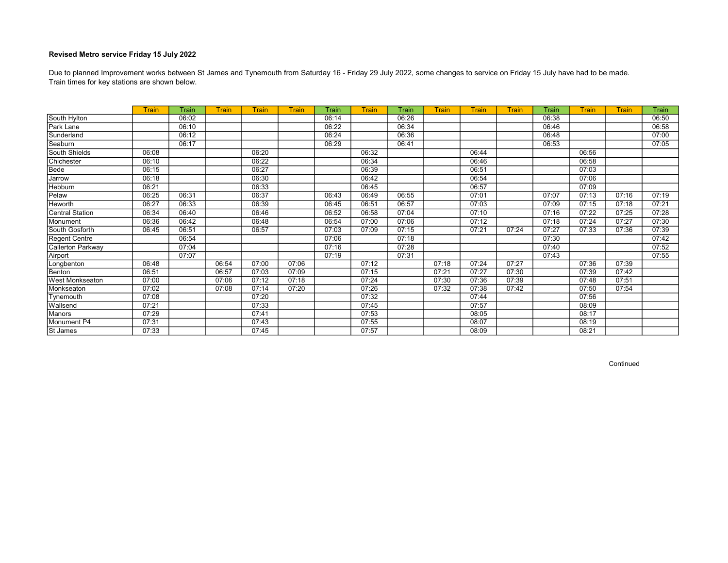**Revised Metro service Friday 15 July 2022**

Due to planned Improvement works between St James and Tynemouth from Saturday 16 - Friday 29 July 2022, some changes to service on Friday 15 July have had to be made.
Train times for key stations are shown below.

| | Train | Train | Train | Train | Train | Train | Train | Train | Train | Train | Train | Train | Train | Train | Train |
|---|---|---|---|---|---|---|---|---|---|---|---|---|---|---|---|
| South Hylton | | 06:02 | | | | 06:14 | | 06:26 | | | | 06:38 | | | 06:50 |
| Park Lane | | 06:10 | | | | 06:22 | | 06:34 | | | | 06:46 | | | 06:58 |
| Sunderland | | 06:12 | | | | 06:24 | | 06:36 | | | | 06:48 | | | 07:00 |
| Seaburn | | 06:17 | | | | 06:29 | | 06:41 | | | | 06:53 | | | 07:05 |
| South Shields | 06:08 | | | 06:20 | | | 06:32 | | | 06:44 | | | 06:56 | | |
| Chichester | 06:10 | | | 06:22 | | | 06:34 | | | 06:46 | | | 06:58 | | |
| Bede | 06:15 | | | 06:27 | | | 06:39 | | | 06:51 | | | 07:03 | | |
| Jarrow | 06:18 | | | 06:30 | | | 06:42 | | | 06:54 | | | 07:06 | | |
| Hebburn | 06:21 | | | 06:33 | | | 06:45 | | | 06:57 | | | 07:09 | | |
| Pelaw | 06:25 | 06:31 | | 06:37 | | 06:43 | 06:49 | 06:55 | | 07:01 | | 07:07 | 07:13 | 07:16 | 07:19 |
| Heworth | 06:27 | 06:33 | | 06:39 | | 06:45 | 06:51 | 06:57 | | 07:03 | | 07:09 | 07:15 | 07:18 | 07:21 |
| Central Station | 06:34 | 06:40 | | 06:46 | | 06:52 | 06:58 | 07:04 | | 07:10 | | 07:16 | 07:22 | 07:25 | 07:28 |
| Monument | 06:36 | 06:42 | | 06:48 | | 06:54 | 07:00 | 07:06 | | 07:12 | | 07:18 | 07:24 | 07:27 | 07:30 |
| South Gosforth | 06:45 | 06:51 | | 06:57 | | 07:03 | 07:09 | 07:15 | | 07:21 | 07:24 | 07:27 | 07:33 | 07:36 | 07:39 |
| Regent Centre | | 06:54 | | | | 07:06 | | 07:18 | | | | 07:30 | | | 07:42 |
| Callerton Parkway | | 07:04 | | | | 07:16 | | 07:28 | | | | 07:40 | | | 07:52 |
| Airport | | 07:07 | | | | 07:19 | | 07:31 | | | | 07:43 | | | 07:55 |
| Longbenton | 06:48 | | 06:54 | 07:00 | 07:06 | | 07:12 | | 07:18 | 07:24 | 07:27 | | 07:36 | 07:39 | |
| Benton | 06:51 | | 06:57 | 07:03 | 07:09 | | 07:15 | | 07:21 | 07:27 | 07:30 | | 07:39 | 07:42 | |
| West Monkseaton | 07:00 | | 07:06 | 07:12 | 07:18 | | 07:24 | | 07:30 | 07:36 | 07:39 | | 07:48 | 07:51 | |
| Monkseaton | 07:02 | | 07:08 | 07:14 | 07:20 | | 07:26 | | 07:32 | 07:38 | 07:42 | | 07:50 | 07:54 | |
| Tynemouth | 07:08 | | | 07:20 | | | 07:32 | | | 07:44 | | | 07:56 | | |
| Wallsend | 07:21 | | | 07:33 | | | 07:45 | | | 07:57 | | | 08:09 | | |
| Manors | 07:29 | | | 07:41 | | | 07:53 | | | 08:05 | | | 08:17 | | |
| Monument P4 | 07:31 | | | 07:43 | | | 07:55 | | | 08:07 | | | 08:19 | | |
| St James | 07:33 | | | 07:45 | | | 07:57 | | | 08:09 | | | 08:21 | | |

Continued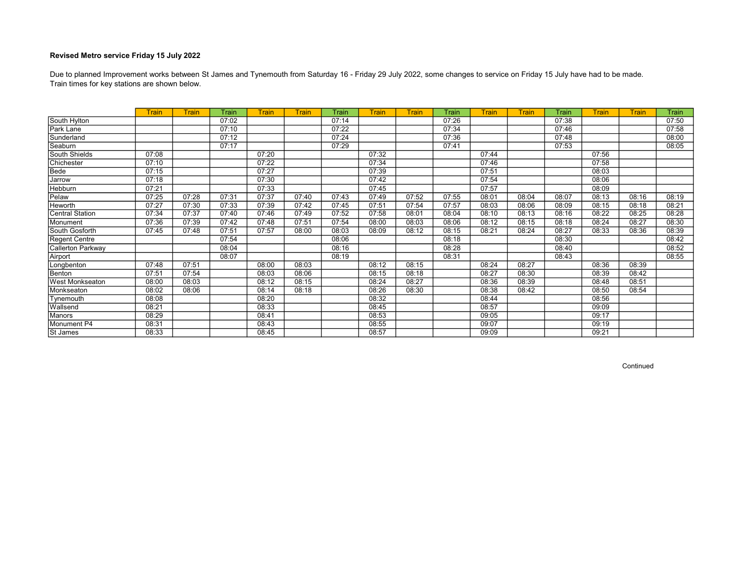**Revised Metro service Friday 15 July 2022**

Due to planned Improvement works between St James and Tynemouth from Saturday 16 - Friday 29 July 2022, some changes to service on Friday 15 July have had to be made.
Train times for key stations are shown below.

| | Train | Train | Train | Train | Train | Train | Train | Train | Train | Train | Train | Train | Train | Train | Train |
|---|---|---|---|---|---|---|---|---|---|---|---|---|---|---|---|
| South Hylton | | | 07:02 | | | 07:14 | | | 07:26 | | | 07:38 | | | 07:50 |
| Park Lane | | | 07:10 | | | 07:22 | | | 07:34 | | | 07:46 | | | 07:58 |
| Sunderland | | | 07:12 | | | 07:24 | | | 07:36 | | | 07:48 | | | 08:00 |
| Seaburn | | | 07:17 | | | 07:29 | | | 07:41 | | | 07:53 | | | 08:05 |
| South Shields | 07:08 | | | 07:20 | | | 07:32 | | | 07:44 | | | 07:56 | | |
| Chichester | 07:10 | | | 07:22 | | | 07:34 | | | 07:46 | | | 07:58 | | |
| Bede | 07:15 | | | 07:27 | | | 07:39 | | | 07:51 | | | 08:03 | | |
| Jarrow | 07:18 | | | 07:30 | | | 07:42 | | | 07:54 | | | 08:06 | | |
| Hebburn | 07:21 | | | 07:33 | | | 07:45 | | | 07:57 | | | 08:09 | | |
| Pelaw | 07:25 | 07:28 | 07:31 | 07:37 | 07:40 | 07:43 | 07:49 | 07:52 | 07:55 | 08:01 | 08:04 | 08:07 | 08:13 | 08:16 | 08:19 |
| Heworth | 07:27 | 07:30 | 07:33 | 07:39 | 07:42 | 07:45 | 07:51 | 07:54 | 07:57 | 08:03 | 08:06 | 08:09 | 08:15 | 08:18 | 08:21 |
| Central Station | 07:34 | 07:37 | 07:40 | 07:46 | 07:49 | 07:52 | 07:58 | 08:01 | 08:04 | 08:10 | 08:13 | 08:16 | 08:22 | 08:25 | 08:28 |
| Monument | 07:36 | 07:39 | 07:42 | 07:48 | 07:51 | 07:54 | 08:00 | 08:03 | 08:06 | 08:12 | 08:15 | 08:18 | 08:24 | 08:27 | 08:30 |
| South Gosforth | 07:45 | 07:48 | 07:51 | 07:57 | 08:00 | 08:03 | 08:09 | 08:12 | 08:15 | 08:21 | 08:24 | 08:27 | 08:33 | 08:36 | 08:39 |
| Regent Centre | | | 07:54 | | | 08:06 | | | 08:18 | | | 08:30 | | | 08:42 |
| Callerton Parkway | | | 08:04 | | | 08:16 | | | 08:28 | | | 08:40 | | | 08:52 |
| Airport | | | 08:07 | | | 08:19 | | | 08:31 | | | 08:43 | | | 08:55 |
| Longbenton | 07:48 | 07:51 | | 08:00 | 08:03 | | 08:12 | 08:15 | | 08:24 | 08:27 | | 08:36 | 08:39 | |
| Benton | 07:51 | 07:54 | | 08:03 | 08:06 | | 08:15 | 08:18 | | 08:27 | 08:30 | | 08:39 | 08:42 | |
| West Monkseaton | 08:00 | 08:03 | | 08:12 | 08:15 | | 08:24 | 08:27 | | 08:36 | 08:39 | | 08:48 | 08:51 | |
| Monkseaton | 08:02 | 08:06 | | 08:14 | 08:18 | | 08:26 | 08:30 | | 08:38 | 08:42 | | 08:50 | 08:54 | |
| Tynemouth | 08:08 | | | 08:20 | | | 08:32 | | | 08:44 | | | 08:56 | | |
| Wallsend | 08:21 | | | 08:33 | | | 08:45 | | | 08:57 | | | 09:09 | | |
| Manors | 08:29 | | | 08:41 | | | 08:53 | | | 09:05 | | | 09:17 | | |
| Monument P4 | 08:31 | | | 08:43 | | | 08:55 | | | 09:07 | | | 09:19 | | |
| St James | 08:33 | | | 08:45 | | | 08:57 | | | 09:09 | | | 09:21 | | |

Continued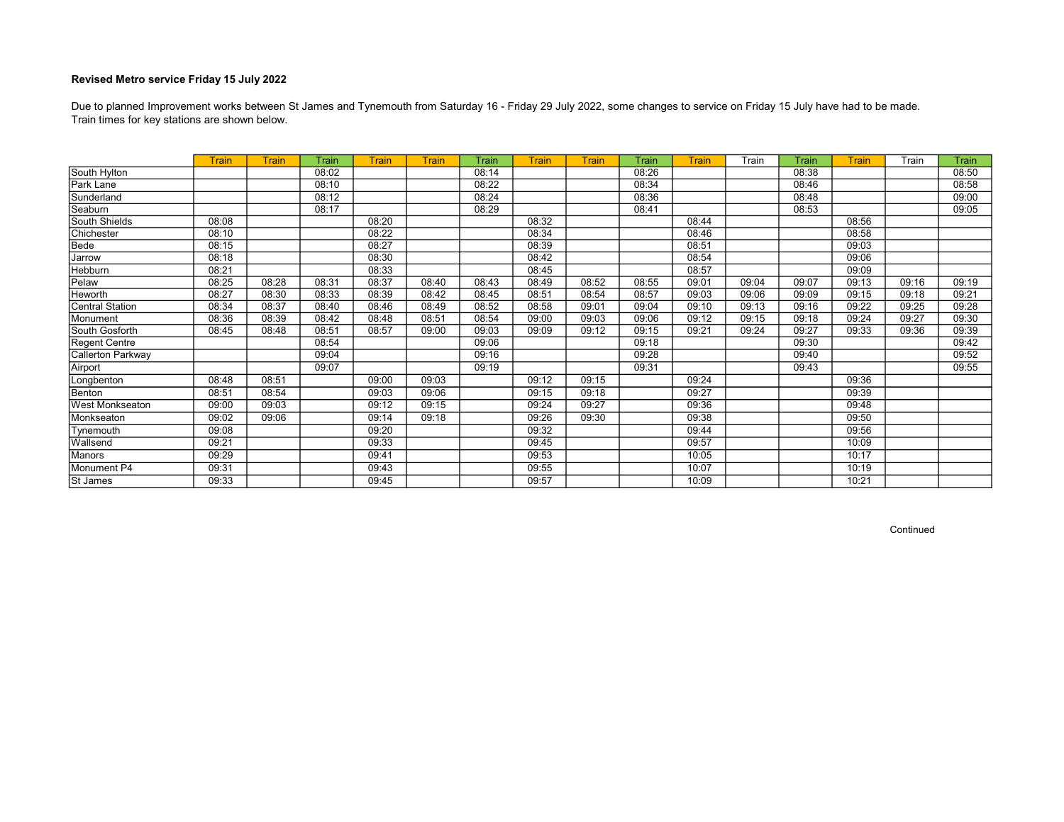**Revised Metro service Friday 15 July 2022**

Due to planned Improvement works between St James and Tynemouth from Saturday 16 - Friday 29 July 2022, some changes to service on Friday 15 July have had to be made.
Train times for key stations are shown below.

| | Train | Train | Train | Train | Train | Train | Train | Train | Train | Train | Train | Train | Train | Train | Train |
|---|---|---|---|---|---|---|---|---|---|---|---|---|---|---|---|
| South Hylton | | | 08:02 | | | 08:14 | | | 08:26 | | | 08:38 | | | 08:50 |
| Park Lane | | | 08:10 | | | 08:22 | | | 08:34 | | | 08:46 | | | 08:58 |
| Sunderland | | | 08:12 | | | 08:24 | | | 08:36 | | | 08:48 | | | 09:00 |
| Seaburn | | | 08:17 | | | 08:29 | | | 08:41 | | | 08:53 | | | 09:05 |
| South Shields | 08:08 | | | 08:20 | | | 08:32 | | | 08:44 | | | 08:56 | | |
| Chichester | 08:10 | | | 08:22 | | | 08:34 | | | 08:46 | | | 08:58 | | |
| Bede | 08:15 | | | 08:27 | | | 08:39 | | | 08:51 | | | 09:03 | | |
| Jarrow | 08:18 | | | 08:30 | | | 08:42 | | | 08:54 | | | 09:06 | | |
| Hebburn | 08:21 | | | 08:33 | | | 08:45 | | | 08:57 | | | 09:09 | | |
| Pelaw | 08:25 | 08:28 | 08:31 | 08:37 | 08:40 | 08:43 | 08:49 | 08:52 | 08:55 | 09:01 | 09:04 | 09:07 | 09:13 | 09:16 | 09:19 |
| Heworth | 08:27 | 08:30 | 08:33 | 08:39 | 08:42 | 08:45 | 08:51 | 08:54 | 08:57 | 09:03 | 09:06 | 09:09 | 09:15 | 09:18 | 09:21 |
| Central Station | 08:34 | 08:37 | 08:40 | 08:46 | 08:49 | 08:52 | 08:58 | 09:01 | 09:04 | 09:10 | 09:13 | 09:16 | 09:22 | 09:25 | 09:28 |
| Monument | 08:36 | 08:39 | 08:42 | 08:48 | 08:51 | 08:54 | 09:00 | 09:03 | 09:06 | 09:12 | 09:15 | 09:18 | 09:24 | 09:27 | 09:30 |
| South Gosforth | 08:45 | 08:48 | 08:51 | 08:57 | 09:00 | 09:03 | 09:09 | 09:12 | 09:15 | 09:21 | 09:24 | 09:27 | 09:33 | 09:36 | 09:39 |
| Regent Centre | | | 08:54 | | | 09:06 | | | 09:18 | | | 09:30 | | | 09:42 |
| Callerton Parkway | | | 09:04 | | | 09:16 | | | 09:28 | | | 09:40 | | | 09:52 |
| Airport | | | 09:07 | | | 09:19 | | | 09:31 | | | 09:43 | | | 09:55 |
| Longbenton | 08:48 | 08:51 | | 09:00 | 09:03 | | 09:12 | 09:15 | | 09:24 | | | 09:36 | | |
| Benton | 08:51 | 08:54 | | 09:03 | 09:06 | | 09:15 | 09:18 | | 09:27 | | | 09:39 | | |
| West Monkseaton | 09:00 | 09:03 | | 09:12 | 09:15 | | 09:24 | 09:27 | | 09:36 | | | 09:48 | | |
| Monkseaton | 09:02 | 09:06 | | 09:14 | 09:18 | | 09:26 | 09:30 | | 09:38 | | | 09:50 | | |
| Tynemouth | 09:08 | | | 09:20 | | | 09:32 | | | 09:44 | | | 09:56 | | |
| Wallsend | 09:21 | | | 09:33 | | | 09:45 | | | 09:57 | | | 10:09 | | |
| Manors | 09:29 | | | 09:41 | | | 09:53 | | | 10:05 | | | 10:17 | | |
| Monument P4 | 09:31 | | | 09:43 | | | 09:55 | | | 10:07 | | | 10:19 | | |
| St James | 09:33 | | | 09:45 | | | 09:57 | | | 10:09 | | | 10:21 | | |

Continued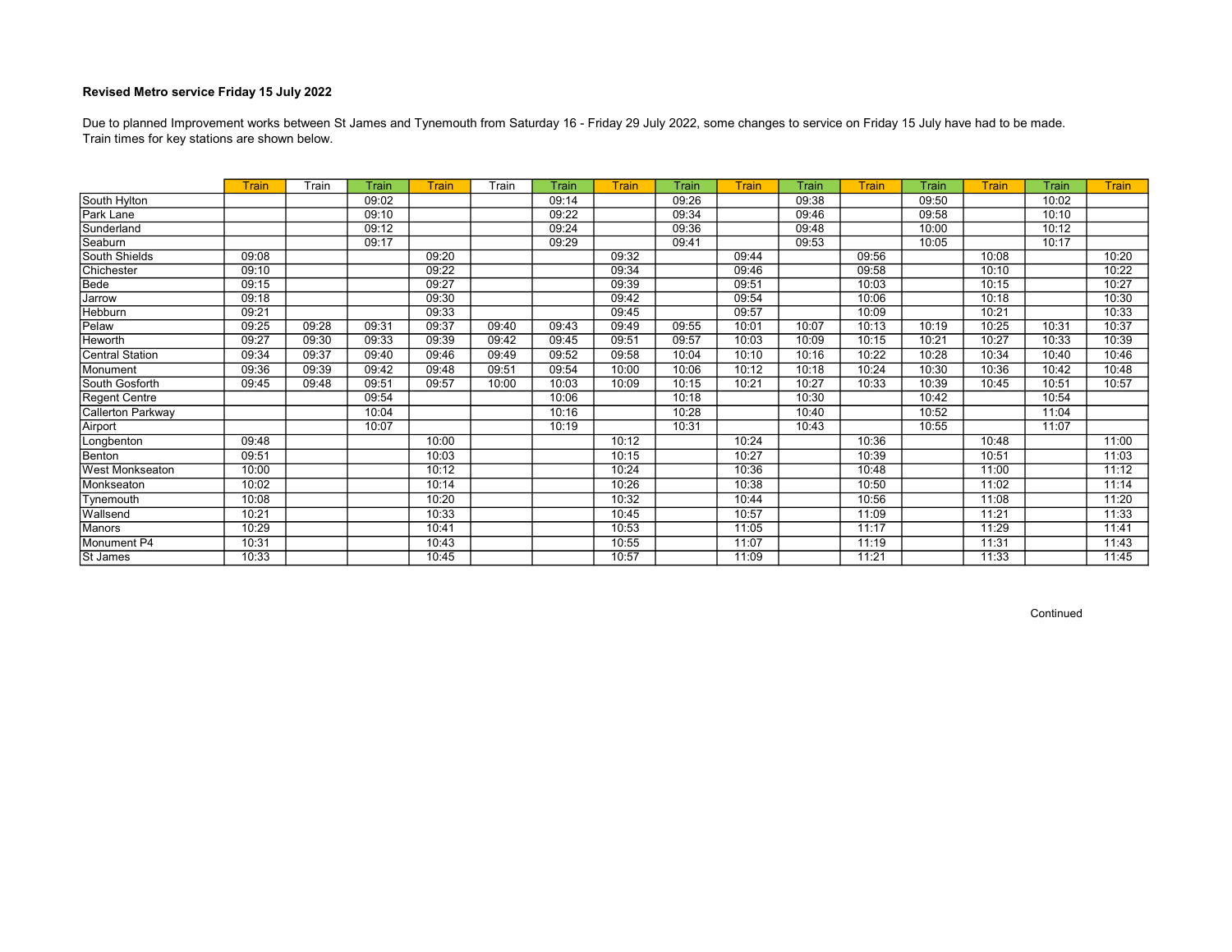**Revised Metro service Friday 15 July 2022**

Due to planned Improvement works between St James and Tynemouth from Saturday 16 - Friday 29 July 2022, some changes to service on Friday 15 July have had to be made.
Train times for key stations are shown below.

| | Train | Train | Train | Train | Train | Train | Train | Train | Train | Train | Train | Train | Train | Train | Train |
|---|---|---|---|---|---|---|---|---|---|---|---|---|---|---|---|
| South Hylton | | | 09:02 | | | 09:14 | | 09:26 | | 09:38 | | 09:50 | | 10:02 | |
| Park Lane | | | 09:10 | | | 09:22 | | 09:34 | | 09:46 | | 09:58 | | 10:10 | |
| Sunderland | | | 09:12 | | | 09:24 | | 09:36 | | 09:48 | | 10:00 | | 10:12 | |
| Seaburn | | | 09:17 | | | 09:29 | | 09:41 | | 09:53 | | 10:05 | | 10:17 | |
| South Shields | 09:08 | | | 09:20 | | | 09:32 | | 09:44 | | 09:56 | | 10:08 | | 10:20 |
| Chichester | 09:10 | | | 09:22 | | | 09:34 | | 09:46 | | 09:58 | | 10:10 | | 10:22 |
| Bede | 09:15 | | | 09:27 | | | 09:39 | | 09:51 | | 10:03 | | 10:15 | | 10:27 |
| Jarrow | 09:18 | | | 09:30 | | | 09:42 | | 09:54 | | 10:06 | | 10:18 | | 10:30 |
| Hebburn | 09:21 | | | 09:33 | | | 09:45 | | 09:57 | | 10:09 | | 10:21 | | 10:33 |
| Pelaw | 09:25 | 09:28 | 09:31 | 09:37 | 09:40 | 09:43 | 09:49 | 09:55 | 10:01 | 10:07 | 10:13 | 10:19 | 10:25 | 10:31 | 10:37 |
| Heworth | 09:27 | 09:30 | 09:33 | 09:39 | 09:42 | 09:45 | 09:51 | 09:57 | 10:03 | 10:09 | 10:15 | 10:21 | 10:27 | 10:33 | 10:39 |
| Central Station | 09:34 | 09:37 | 09:40 | 09:46 | 09:49 | 09:52 | 09:58 | 10:04 | 10:10 | 10:16 | 10:22 | 10:28 | 10:34 | 10:40 | 10:46 |
| Monument | 09:36 | 09:39 | 09:42 | 09:48 | 09:51 | 09:54 | 10:00 | 10:06 | 10:12 | 10:18 | 10:24 | 10:30 | 10:36 | 10:42 | 10:48 |
| South Gosforth | 09:45 | 09:48 | 09:51 | 09:57 | 10:00 | 10:03 | 10:09 | 10:15 | 10:21 | 10:27 | 10:33 | 10:39 | 10:45 | 10:51 | 10:57 |
| Regent Centre | | | 09:54 | | | 10:06 | | 10:18 | | 10:30 | | 10:42 | | 10:54 | |
| Callerton Parkway | | | 10:04 | | | 10:16 | | 10:28 | | 10:40 | | 10:52 | | 11:04 | |
| Airport | | | 10:07 | | | 10:19 | | 10:31 | | 10:43 | | 10:55 | | 11:07 | |
| Longbenton | 09:48 | | | 10:00 | | | 10:12 | | 10:24 | | 10:36 | | 10:48 | | 11:00 |
| Benton | 09:51 | | | 10:03 | | | 10:15 | | 10:27 | | 10:39 | | 10:51 | | 11:03 |
| West Monkseaton | 10:00 | | | 10:12 | | | 10:24 | | 10:36 | | 10:48 | | 11:00 | | 11:12 |
| Monkseaton | 10:02 | | | 10:14 | | | 10:26 | | 10:38 | | 10:50 | | 11:02 | | 11:14 |
| Tynemouth | 10:08 | | | 10:20 | | | 10:32 | | 10:44 | | 10:56 | | 11:08 | | 11:20 |
| Wallsend | 10:21 | | | 10:33 | | | 10:45 | | 10:57 | | 11:09 | | 11:21 | | 11:33 |
| Manors | 10:29 | | | 10:41 | | | 10:53 | | 11:05 | | 11:17 | | 11:29 | | 11:41 |
| Monument P4 | 10:31 | | | 10:43 | | | 10:55 | | 11:07 | | 11:19 | | 11:31 | | 11:43 |
| St James | 10:33 | | | 10:45 | | | 10:57 | | 11:09 | | 11:21 | | 11:33 | | 11:45 |

Continued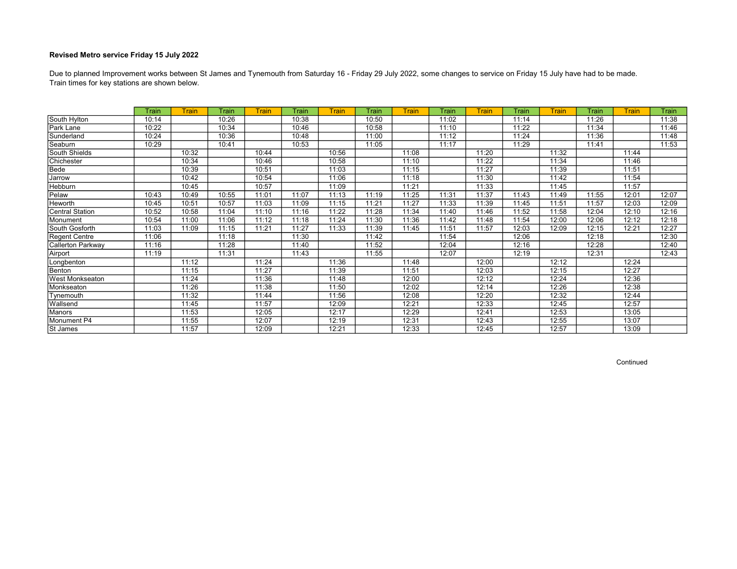**Revised Metro service Friday 15 July 2022**

Due to planned Improvement works between St James and Tynemouth from Saturday 16 - Friday 29 July 2022, some changes to service on Friday 15 July have had to be made.
Train times for key stations are shown below.

| | Train | Train | Train | Train | Train | Train | Train | Train | Train | Train | Train | Train | Train | Train | Train |
|---|---|---|---|---|---|---|---|---|---|---|---|---|---|---|---|
| South Hylton | 10:14 | | 10:26 | | 10:38 | | 10:50 | | 11:02 | | 11:14 | | 11:26 | | 11:38 |
| Park Lane | 10:22 | | 10:34 | | 10:46 | | 10:58 | | 11:10 | | 11:22 | | 11:34 | | 11:46 |
| Sunderland | 10:24 | | 10:36 | | 10:48 | | 11:00 | | 11:12 | | 11:24 | | 11:36 | | 11:48 |
| Seaburn | 10:29 | | 10:41 | | 10:53 | | 11:05 | | 11:17 | | 11:29 | | 11:41 | | 11:53 |
| South Shields | | 10:32 | | 10:44 | | 10:56 | | 11:08 | | 11:20 | | 11:32 | | 11:44 | |
| Chichester | | 10:34 | | 10:46 | | 10:58 | | 11:10 | | 11:22 | | 11:34 | | 11:46 | |
| Bede | | 10:39 | | 10:51 | | 11:03 | | 11:15 | | 11:27 | | 11:39 | | 11:51 | |
| Jarrow | | 10:42 | | 10:54 | | 11:06 | | 11:18 | | 11:30 | | 11:42 | | 11:54 | |
| Hebburn | | 10:45 | | 10:57 | | 11:09 | | 11:21 | | 11:33 | | 11:45 | | 11:57 | |
| Pelaw | 10:43 | 10:49 | 10:55 | 11:01 | 11:07 | 11:13 | 11:19 | 11:25 | 11:31 | 11:37 | 11:43 | 11:49 | 11:55 | 12:01 | 12:07 |
| Heworth | 10:45 | 10:51 | 10:57 | 11:03 | 11:09 | 11:15 | 11:21 | 11:27 | 11:33 | 11:39 | 11:45 | 11:51 | 11:57 | 12:03 | 12:09 |
| Central Station | 10:52 | 10:58 | 11:04 | 11:10 | 11:16 | 11:22 | 11:28 | 11:34 | 11:40 | 11:46 | 11:52 | 11:58 | 12:04 | 12:10 | 12:16 |
| Monument | 10:54 | 11:00 | 11:06 | 11:12 | 11:18 | 11:24 | 11:30 | 11:36 | 11:42 | 11:48 | 11:54 | 12:00 | 12:06 | 12:12 | 12:18 |
| South Gosforth | 11:03 | 11:09 | 11:15 | 11:21 | 11:27 | 11:33 | 11:39 | 11:45 | 11:51 | 11:57 | 12:03 | 12:09 | 12:15 | 12:21 | 12:27 |
| Regent Centre | 11:06 | | 11:18 | | 11:30 | | 11:42 | | 11:54 | | 12:06 | | 12:18 | | 12:30 |
| Callerton Parkway | 11:16 | | 11:28 | | 11:40 | | 11:52 | | 12:04 | | 12:16 | | 12:28 | | 12:40 |
| Airport | 11:19 | | 11:31 | | 11:43 | | 11:55 | | 12:07 | | 12:19 | | 12:31 | | 12:43 |
| Longbenton | | 11:12 | | 11:24 | | 11:36 | | 11:48 | | 12:00 | | 12:12 | | 12:24 | |
| Benton | | 11:15 | | 11:27 | | 11:39 | | 11:51 | | 12:03 | | 12:15 | | 12:27 | |
| West Monkseaton | | 11:24 | | 11:36 | | 11:48 | | 12:00 | | 12:12 | | 12:24 | | 12:36 | |
| Monkseaton | | 11:26 | | 11:38 | | 11:50 | | 12:02 | | 12:14 | | 12:26 | | 12:38 | |
| Tynemouth | | 11:32 | | 11:44 | | 11:56 | | 12:08 | | 12:20 | | 12:32 | | 12:44 | |
| Wallsend | | 11:45 | | 11:57 | | 12:09 | | 12:21 | | 12:33 | | 12:45 | | 12:57 | |
| Manors | | 11:53 | | 12:05 | | 12:17 | | 12:29 | | 12:41 | | 12:53 | | 13:05 | |
| Monument P4 | | 11:55 | | 12:07 | | 12:19 | | 12:31 | | 12:43 | | 12:55 | | 13:07 | |
| St James | | 11:57 | | 12:09 | | 12:21 | | 12:33 | | 12:45 | | 12:57 | | 13:09 | |

Continued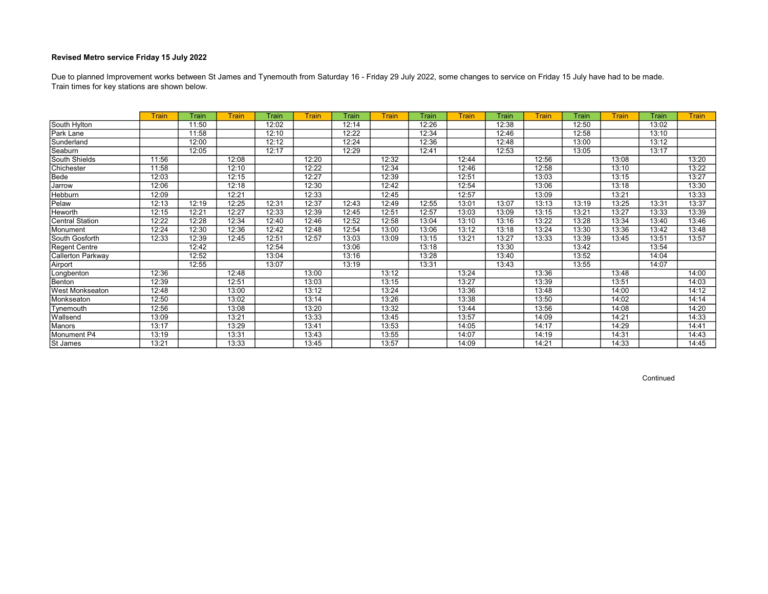**Revised Metro service Friday 15 July 2022**

Due to planned Improvement works between St James and Tynemouth from Saturday 16 - Friday 29 July 2022, some changes to service on Friday 15 July have had to be made.
Train times for key stations are shown below.

| | Train | Train | Train | Train | Train | Train | Train | Train | Train | Train | Train | Train | Train | Train | Train |
|---|---|---|---|---|---|---|---|---|---|---|---|---|---|---|---|
| South Hylton | | 11:50 | | 12:02 | | 12:14 | | 12:26 | | 12:38 | | 12:50 | | 13:02 | |
| Park Lane | | 11:58 | | 12:10 | | 12:22 | | 12:34 | | 12:46 | | 12:58 | | 13:10 | |
| Sunderland | | 12:00 | | 12:12 | | 12:24 | | 12:36 | | 12:48 | | 13:00 | | 13:12 | |
| Seaburn | | 12:05 | | 12:17 | | 12:29 | | 12:41 | | 12:53 | | 13:05 | | 13:17 | |
| South Shields | 11:56 | | 12:08 | | 12:20 | | 12:32 | | 12:44 | | 12:56 | | 13:08 | | 13:20 |
| Chichester | 11:58 | | 12:10 | | 12:22 | | 12:34 | | 12:46 | | 12:58 | | 13:10 | | 13:22 |
| Bede | 12:03 | | 12:15 | | 12:27 | | 12:39 | | 12:51 | | 13:03 | | 13:15 | | 13:27 |
| Jarrow | 12:06 | | 12:18 | | 12:30 | | 12:42 | | 12:54 | | 13:06 | | 13:18 | | 13:30 |
| Hebburn | 12:09 | | 12:21 | | 12:33 | | 12:45 | | 12:57 | | 13:09 | | 13:21 | | 13:33 |
| Pelaw | 12:13 | 12:19 | 12:25 | 12:31 | 12:37 | 12:43 | 12:49 | 12:55 | 13:01 | 13:07 | 13:13 | 13:19 | 13:25 | 13:31 | 13:37 |
| Heworth | 12:15 | 12:21 | 12:27 | 12:33 | 12:39 | 12:45 | 12:51 | 12:57 | 13:03 | 13:09 | 13:15 | 13:21 | 13:27 | 13:33 | 13:39 |
| Central Station | 12:22 | 12:28 | 12:34 | 12:40 | 12:46 | 12:52 | 12:58 | 13:04 | 13:10 | 13:16 | 13:22 | 13:28 | 13:34 | 13:40 | 13:46 |
| Monument | 12:24 | 12:30 | 12:36 | 12:42 | 12:48 | 12:54 | 13:00 | 13:06 | 13:12 | 13:18 | 13:24 | 13:30 | 13:36 | 13:42 | 13:48 |
| South Gosforth | 12:33 | 12:39 | 12:45 | 12:51 | 12:57 | 13:03 | 13:09 | 13:15 | 13:21 | 13:27 | 13:33 | 13:39 | 13:45 | 13:51 | 13:57 |
| Regent Centre | | 12:42 | | 12:54 | | 13:06 | | 13:18 | | 13:30 | | 13:42 | | 13:54 | |
| Callerton Parkway | | 12:52 | | 13:04 | | 13:16 | | 13:28 | | 13:40 | | 13:52 | | 14:04 | |
| Airport | | 12:55 | | 13:07 | | 13:19 | | 13:31 | | 13:43 | | 13:55 | | 14:07 | |
| Longbenton | 12:36 | | 12:48 | | 13:00 | | 13:12 | | 13:24 | | 13:36 | | 13:48 | | 14:00 |
| Benton | 12:39 | | 12:51 | | 13:03 | | 13:15 | | 13:27 | | 13:39 | | 13:51 | | 14:03 |
| West Monkseaton | 12:48 | | 13:00 | | 13:12 | | 13:24 | | 13:36 | | 13:48 | | 14:00 | | 14:12 |
| Monkseaton | 12:50 | | 13:02 | | 13:14 | | 13:26 | | 13:38 | | 13:50 | | 14:02 | | 14:14 |
| Tynemouth | 12:56 | | 13:08 | | 13:20 | | 13:32 | | 13:44 | | 13:56 | | 14:08 | | 14:20 |
| Wallsend | 13:09 | | 13:21 | | 13:33 | | 13:45 | | 13:57 | | 14:09 | | 14:21 | | 14:33 |
| Manors | 13:17 | | 13:29 | | 13:41 | | 13:53 | | 14:05 | | 14:17 | | 14:29 | | 14:41 |
| Monument P4 | 13:19 | | 13:31 | | 13:43 | | 13:55 | | 14:07 | | 14:19 | | 14:31 | | 14:43 |
| St James | 13:21 | | 13:33 | | 13:45 | | 13:57 | | 14:09 | | 14:21 | | 14:33 | | 14:45 |

Continued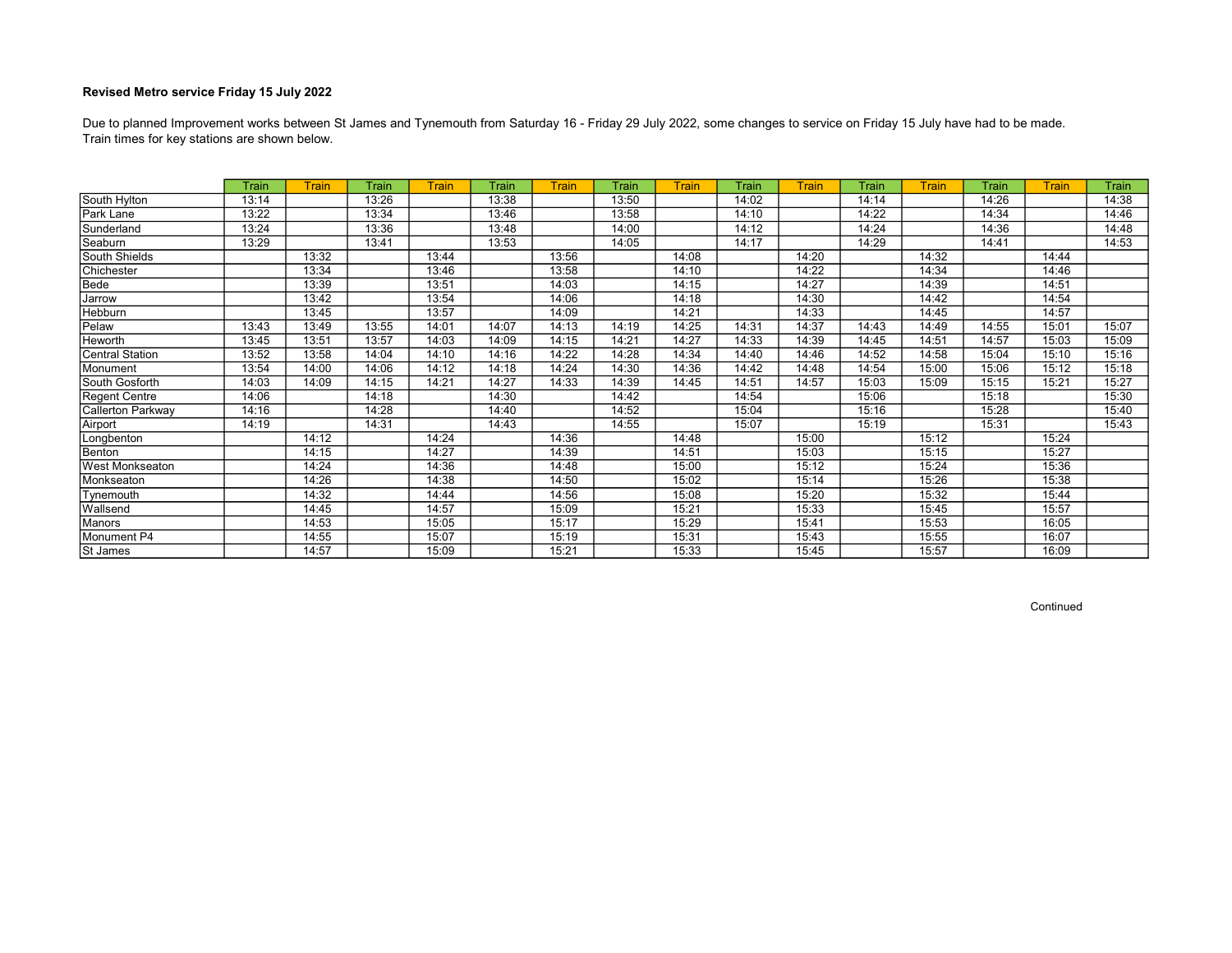**Revised Metro service Friday 15 July 2022**

Due to planned Improvement works between St James and Tynemouth from Saturday 16 - Friday 29 July 2022, some changes to service on Friday 15 July have had to be made.
Train times for key stations are shown below.

| | Train | Train | Train | Train | Train | Train | Train | Train | Train | Train | Train | Train | Train | Train | Train |
|---|---|---|---|---|---|---|---|---|---|---|---|---|---|---|---|
| South Hylton | 13:14 | | 13:26 | | 13:38 | | 13:50 | | 14:02 | | 14:14 | | 14:26 | | 14:38 |
| Park Lane | 13:22 | | 13:34 | | 13:46 | | 13:58 | | 14:10 | | 14:22 | | 14:34 | | 14:46 |
| Sunderland | 13:24 | | 13:36 | | 13:48 | | 14:00 | | 14:12 | | 14:24 | | 14:36 | | 14:48 |
| Seaburn | 13:29 | | 13:41 | | 13:53 | | 14:05 | | 14:17 | | 14:29 | | 14:41 | | 14:53 |
| South Shields | | 13:32 | | 13:44 | | 13:56 | | 14:08 | | 14:20 | | 14:32 | | 14:44 | |
| Chichester | | 13:34 | | 13:46 | | 13:58 | | 14:10 | | 14:22 | | 14:34 | | 14:46 | |
| Bede | | 13:39 | | 13:51 | | 14:03 | | 14:15 | | 14:27 | | 14:39 | | 14:51 | |
| Jarrow | | 13:42 | | 13:54 | | 14:06 | | 14:18 | | 14:30 | | 14:42 | | 14:54 | |
| Hebburn | | 13:45 | | 13:57 | | 14:09 | | 14:21 | | 14:33 | | 14:45 | | 14:57 | |
| Pelaw | 13:43 | 13:49 | 13:55 | 14:01 | 14:07 | 14:13 | 14:19 | 14:25 | 14:31 | 14:37 | 14:43 | 14:49 | 14:55 | 15:01 | 15:07 |
| Heworth | 13:45 | 13:51 | 13:57 | 14:03 | 14:09 | 14:15 | 14:21 | 14:27 | 14:33 | 14:39 | 14:45 | 14:51 | 14:57 | 15:03 | 15:09 |
| Central Station | 13:52 | 13:58 | 14:04 | 14:10 | 14:16 | 14:22 | 14:28 | 14:34 | 14:40 | 14:46 | 14:52 | 14:58 | 15:04 | 15:10 | 15:16 |
| Monument | 13:54 | 14:00 | 14:06 | 14:12 | 14:18 | 14:24 | 14:30 | 14:36 | 14:42 | 14:48 | 14:54 | 15:00 | 15:06 | 15:12 | 15:18 |
| South Gosforth | 14:03 | 14:09 | 14:15 | 14:21 | 14:27 | 14:33 | 14:39 | 14:45 | 14:51 | 14:57 | 15:03 | 15:09 | 15:15 | 15:21 | 15:27 |
| Regent Centre | 14:06 | | 14:18 | | 14:30 | | 14:42 | | 14:54 | | 15:06 | | 15:18 | | 15:30 |
| Callerton Parkway | 14:16 | | 14:28 | | 14:40 | | 14:52 | | 15:04 | | 15:16 | | 15:28 | | 15:40 |
| Airport | 14:19 | | 14:31 | | 14:43 | | 14:55 | | 15:07 | | 15:19 | | 15:31 | | 15:43 |
| Longbenton | | 14:12 | | 14:24 | | 14:36 | | 14:48 | | 15:00 | | 15:12 | | 15:24 | |
| Benton | | 14:15 | | 14:27 | | 14:39 | | 14:51 | | 15:03 | | 15:15 | | 15:27 | |
| West Monkseaton | | 14:24 | | 14:36 | | 14:48 | | 15:00 | | 15:12 | | 15:24 | | 15:36 | |
| Monkseaton | | 14:26 | | 14:38 | | 14:50 | | 15:02 | | 15:14 | | 15:26 | | 15:38 | |
| Tynemouth | | 14:32 | | 14:44 | | 14:56 | | 15:08 | | 15:20 | | 15:32 | | 15:44 | |
| Wallsend | | 14:45 | | 14:57 | | 15:09 | | 15:21 | | 15:33 | | 15:45 | | 15:57 | |
| Manors | | 14:53 | | 15:05 | | 15:17 | | 15:29 | | 15:41 | | 15:53 | | 16:05 | |
| Monument P4 | | 14:55 | | 15:07 | | 15:19 | | 15:31 | | 15:43 | | 15:55 | | 16:07 | |
| St James | | 14:57 | | 15:09 | | 15:21 | | 15:33 | | 15:45 | | 15:57 | | 16:09 | |

Continued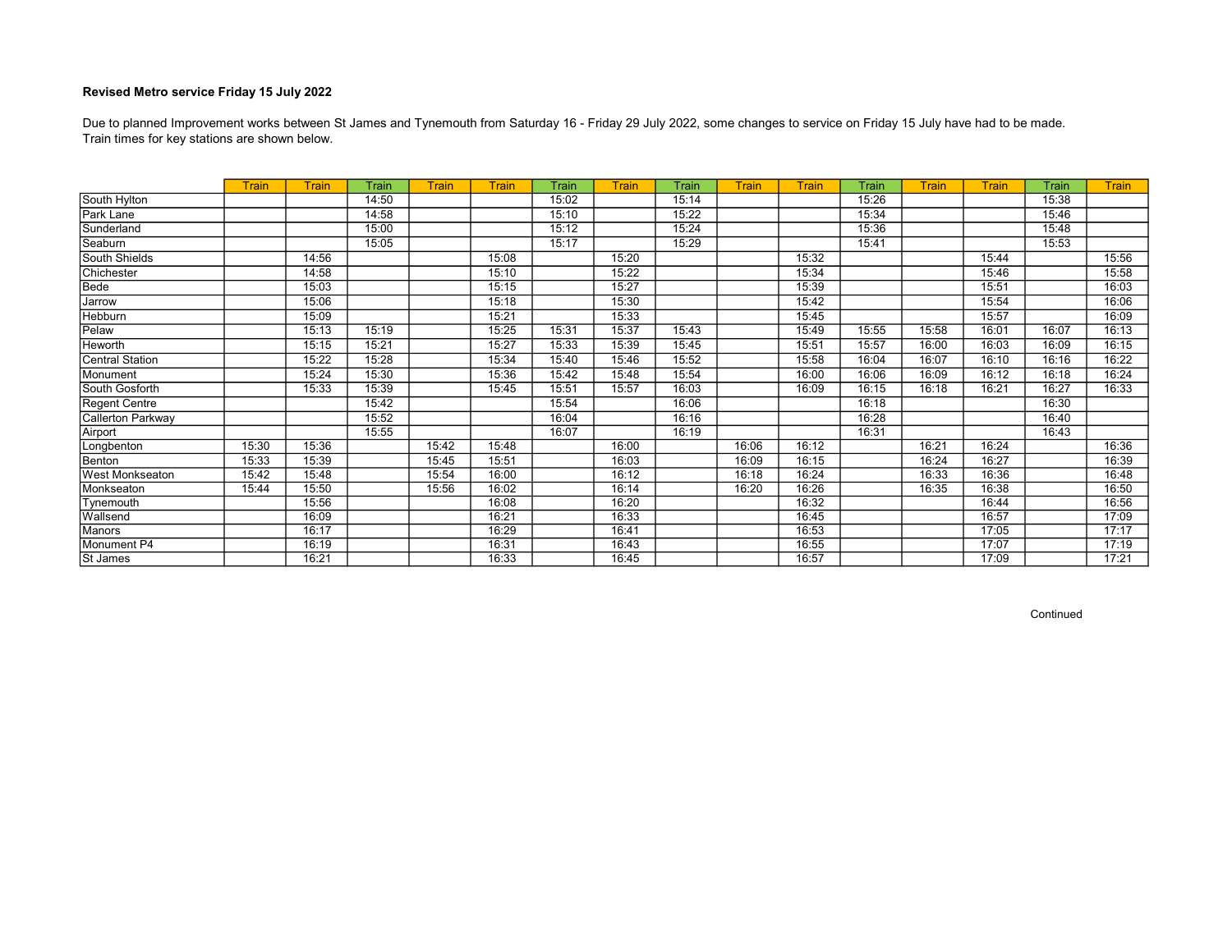**Revised Metro service Friday 15 July 2022**

Due to planned Improvement works between St James and Tynemouth from Saturday 16 - Friday 29 July 2022, some changes to service on Friday 15 July have had to be made.
Train times for key stations are shown below.

| | Train | Train | Train | Train | Train | Train | Train | Train | Train | Train | Train | Train | Train | Train | Train |
|---|---|---|---|---|---|---|---|---|---|---|---|---|---|---|---|
| South Hylton | | | 14:50 | | | 15:02 | | 15:14 | | | 15:26 | | | 15:38 | |
| Park Lane | | | 14:58 | | | 15:10 | | 15:22 | | | 15:34 | | | 15:46 | |
| Sunderland | | | 15:00 | | | 15:12 | | 15:24 | | | 15:36 | | | 15:48 | |
| Seaburn | | | 15:05 | | | 15:17 | | 15:29 | | | 15:41 | | | 15:53 | |
| South Shields | | 14:56 | | | 15:08 | | 15:20 | | | 15:32 | | | 15:44 | | 15:56 |
| Chichester | | 14:58 | | | 15:10 | | 15:22 | | | 15:34 | | | 15:46 | | 15:58 |
| Bede | | 15:03 | | | 15:15 | | 15:27 | | | 15:39 | | | 15:51 | | 16:03 |
| Jarrow | | 15:06 | | | 15:18 | | 15:30 | | | 15:42 | | | 15:54 | | 16:06 |
| Hebburn | | 15:09 | | | 15:21 | | 15:33 | | | 15:45 | | | 15:57 | | 16:09 |
| Pelaw | | 15:13 | 15:19 | | 15:25 | 15:31 | 15:37 | 15:43 | | 15:49 | 15:55 | 15:58 | 16:01 | 16:07 | 16:13 |
| Heworth | | 15:15 | 15:21 | | 15:27 | 15:33 | 15:39 | 15:45 | | 15:51 | 15:57 | 16:00 | 16:03 | 16:09 | 16:15 |
| Central Station | | 15:22 | 15:28 | | 15:34 | 15:40 | 15:46 | 15:52 | | 15:58 | 16:04 | 16:07 | 16:10 | 16:16 | 16:22 |
| Monument | | 15:24 | 15:30 | | 15:36 | 15:42 | 15:48 | 15:54 | | 16:00 | 16:06 | 16:09 | 16:12 | 16:18 | 16:24 |
| South Gosforth | | 15:33 | 15:39 | | 15:45 | 15:51 | 15:57 | 16:03 | | 16:09 | 16:15 | 16:18 | 16:21 | 16:27 | 16:33 |
| Regent Centre | | | 15:42 | | | 15:54 | | 16:06 | | | 16:18 | | | 16:30 | |
| Callerton Parkway | | | 15:52 | | | 16:04 | | 16:16 | | | 16:28 | | | 16:40 | |
| Airport | | | 15:55 | | | 16:07 | | 16:19 | | | 16:31 | | | 16:43 | |
| Longbenton | 15:30 | 15:36 | | 15:42 | 15:48 | | 16:00 | | 16:06 | 16:12 | | 16:21 | 16:24 | | 16:36 |
| Benton | 15:33 | 15:39 | | 15:45 | 15:51 | | 16:03 | | 16:09 | 16:15 | | 16:24 | 16:27 | | 16:39 |
| West Monkseaton | 15:42 | 15:48 | | 15:54 | 16:00 | | 16:12 | | 16:18 | 16:24 | | 16:33 | 16:36 | | 16:48 |
| Monkseaton | 15:44 | 15:50 | | 15:56 | 16:02 | | 16:14 | | 16:20 | 16:26 | | 16:35 | 16:38 | | 16:50 |
| Tynemouth | | 15:56 | | | 16:08 | | 16:20 | | | 16:32 | | | 16:44 | | 16:56 |
| Wallsend | | 16:09 | | | 16:21 | | 16:33 | | | 16:45 | | | 16:57 | | 17:09 |
| Manors | | 16:17 | | | 16:29 | | 16:41 | | | 16:53 | | | 17:05 | | 17:17 |
| Monument P4 | | 16:19 | | | 16:31 | | 16:43 | | | 16:55 | | | 17:07 | | 17:19 |
| St James | | 16:21 | | | 16:33 | | 16:45 | | | 16:57 | | | 17:09 | | 17:21 |

Continued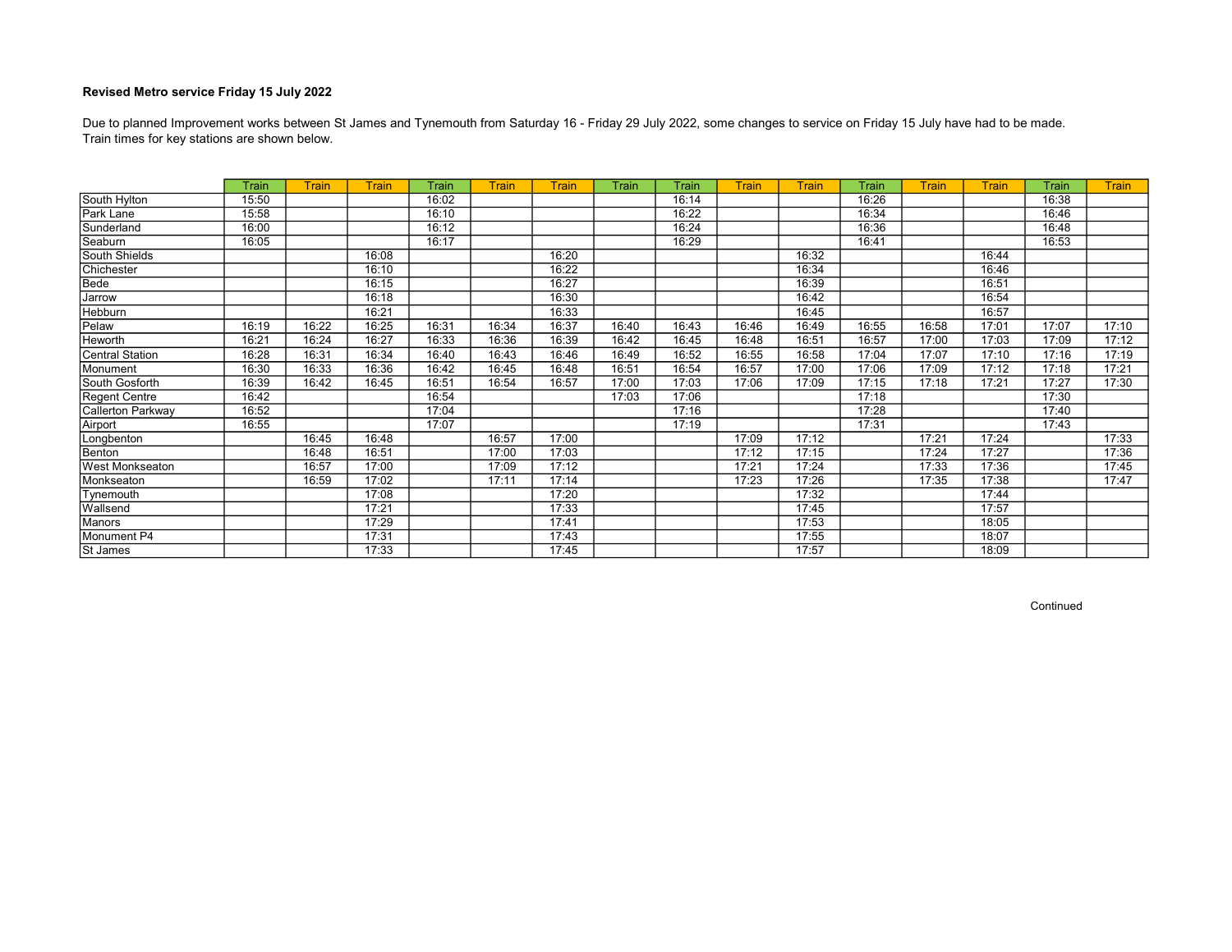**Revised Metro service Friday 15 July 2022**

Due to planned Improvement works between St James and Tynemouth from Saturday 16 - Friday 29 July 2022, some changes to service on Friday 15 July have had to be made. Train times for key stations are shown below.

| | Train | Train | Train | Train | Train | Train | Train | Train | Train | Train | Train | Train | Train | Train | Train |
|---|---|---|---|---|---|---|---|---|---|---|---|---|---|---|---|
| South Hylton | 15:50 | | | 16:02 | | | | 16:14 | | | 16:26 | | | 16:38 | |
| Park Lane | 15:58 | | | 16:10 | | | | 16:22 | | | 16:34 | | | 16:46 | |
| Sunderland | 16:00 | | | 16:12 | | | | 16:24 | | | 16:36 | | | 16:48 | |
| Seaburn | 16:05 | | | 16:17 | | | | 16:29 | | | 16:41 | | | 16:53 | |
| South Shields | | | 16:08 | | | 16:20 | | | | 16:32 | | | 16:44 | | |
| Chichester | | | 16:10 | | | 16:22 | | | | 16:34 | | | 16:46 | | |
| Bede | | | 16:15 | | | 16:27 | | | | 16:39 | | | 16:51 | | |
| Jarrow | | | 16:18 | | | 16:30 | | | | 16:42 | | | 16:54 | | |
| Hebburn | | | 16:21 | | | 16:33 | | | | 16:45 | | | 16:57 | | |
| Pelaw | 16:19 | 16:22 | 16:25 | 16:31 | 16:34 | 16:37 | 16:40 | 16:43 | 16:46 | 16:49 | 16:55 | 16:58 | 17:01 | 17:07 | 17:10 |
| Heworth | 16:21 | 16:24 | 16:27 | 16:33 | 16:36 | 16:39 | 16:42 | 16:45 | 16:48 | 16:51 | 16:57 | 17:00 | 17:03 | 17:09 | 17:12 |
| Central Station | 16:28 | 16:31 | 16:34 | 16:40 | 16:43 | 16:46 | 16:49 | 16:52 | 16:55 | 16:58 | 17:04 | 17:07 | 17:10 | 17:16 | 17:19 |
| Monument | 16:30 | 16:33 | 16:36 | 16:42 | 16:45 | 16:48 | 16:51 | 16:54 | 16:57 | 17:00 | 17:06 | 17:09 | 17:12 | 17:18 | 17:21 |
| South Gosforth | 16:39 | 16:42 | 16:45 | 16:51 | 16:54 | 16:57 | 17:00 | 17:03 | 17:06 | 17:09 | 17:15 | 17:18 | 17:21 | 17:27 | 17:30 |
| Regent Centre | 16:42 | | | 16:54 | | | 17:03 | 17:06 | | | 17:18 | | | 17:30 | |
| Callerton Parkway | 16:52 | | | 17:04 | | | | 17:16 | | | 17:28 | | | 17:40 | |
| Airport | 16:55 | | | 17:07 | | | | 17:19 | | | 17:31 | | | 17:43 | |
| Longbenton | | 16:45 | 16:48 | | 16:57 | 17:00 | | | 17:09 | 17:12 | | 17:21 | 17:24 | | 17:33 |
| Benton | | 16:48 | 16:51 | | 17:00 | 17:03 | | | 17:12 | 17:15 | | 17:24 | 17:27 | | 17:36 |
| West Monkseaton | | 16:57 | 17:00 | | 17:09 | 17:12 | | | 17:21 | 17:24 | | 17:33 | 17:36 | | 17:45 |
| Monkseaton | | 16:59 | 17:02 | | 17:11 | 17:14 | | | 17:23 | 17:26 | | 17:35 | 17:38 | | 17:47 |
| Tynemouth | | | 17:08 | | | 17:20 | | | | 17:32 | | | 17:44 | | |
| Wallsend | | | 17:21 | | | 17:33 | | | | 17:45 | | | 17:57 | | |
| Manors | | | 17:29 | | | 17:41 | | | | 17:53 | | | 18:05 | | |
| Monument P4 | | | 17:31 | | | 17:43 | | | | 17:55 | | | 18:07 | | |
| St James | | | 17:33 | | | 17:45 | | | | 17:57 | | | 18:09 | | |

Continued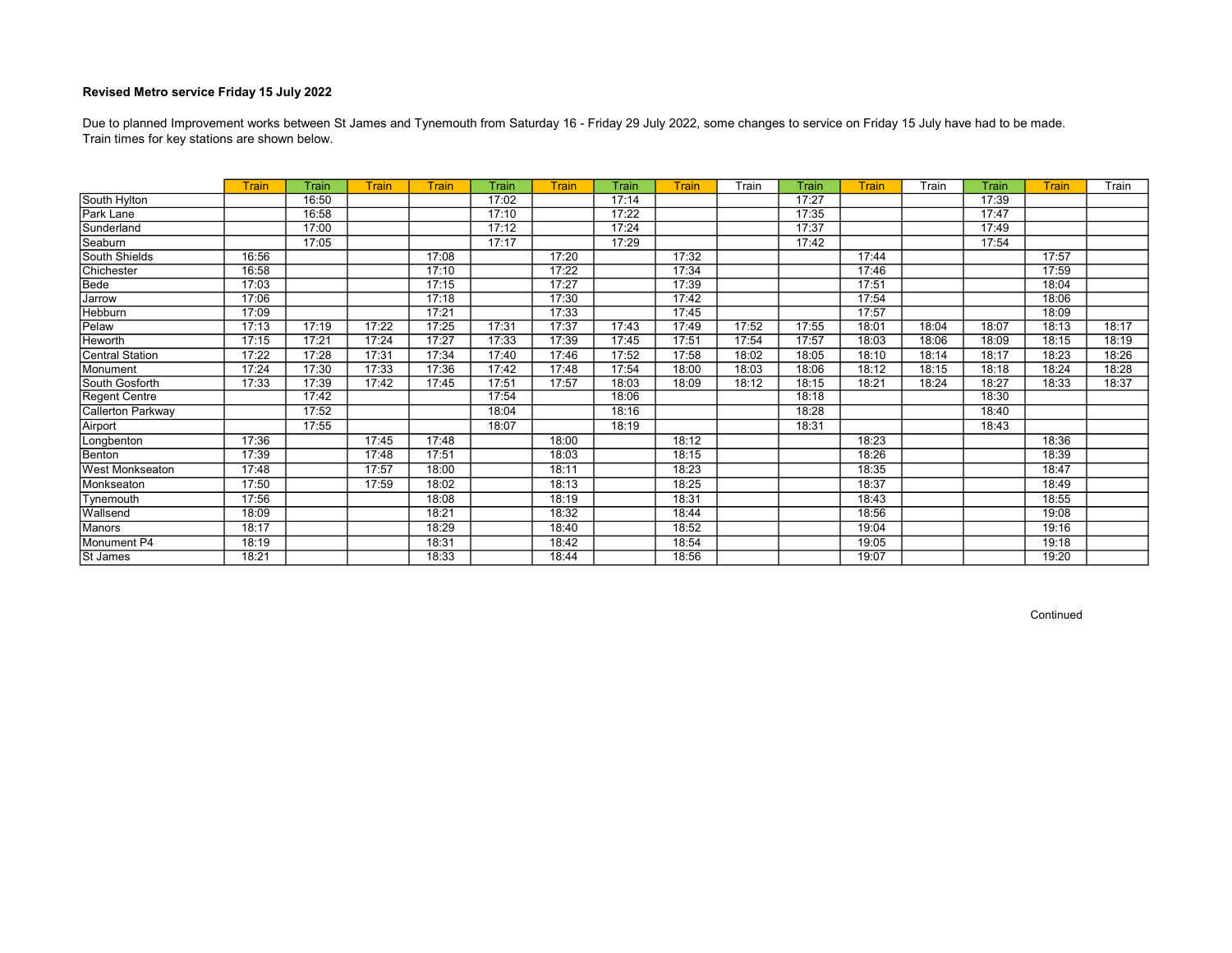**Revised Metro service Friday 15 July 2022**

Due to planned Improvement works between St James and Tynemouth from Saturday 16 - Friday 29 July 2022, some changes to service on Friday 15 July have had to be made. Train times for key stations are shown below.

| | Train | Train | Train | Train | Train | Train | Train | Train | Train | Train | Train | Train | Train | Train | Train |
|---|---|---|---|---|---|---|---|---|---|---|---|---|---|---|---|
| South Hylton | | 16:50 | | | 17:02 | | 17:14 | | | 17:27 | | | 17:39 | | |
| Park Lane | | 16:58 | | | 17:10 | | 17:22 | | | 17:35 | | | 17:47 | | |
| Sunderland | | 17:00 | | | 17:12 | | 17:24 | | | 17:37 | | | 17:49 | | |
| Seaburn | | 17:05 | | | 17:17 | | 17:29 | | | 17:42 | | | 17:54 | | |
| South Shields | 16:56 | | | 17:08 | | 17:20 | | 17:32 | | | 17:44 | | | 17:57 | |
| Chichester | 16:58 | | | 17:10 | | 17:22 | | 17:34 | | | 17:46 | | | 17:59 | |
| Bede | 17:03 | | | 17:15 | | 17:27 | | 17:39 | | | 17:51 | | | 18:04 | |
| Jarrow | 17:06 | | | 17:18 | | 17:30 | | 17:42 | | | 17:54 | | | 18:06 | |
| Hebburn | 17:09 | | | 17:21 | | 17:33 | | 17:45 | | | 17:57 | | | 18:09 | |
| Pelaw | 17:13 | 17:19 | 17:22 | 17:25 | 17:31 | 17:37 | 17:43 | 17:49 | 17:52 | 17:55 | 18:01 | 18:04 | 18:07 | 18:13 | 18:17 |
| Heworth | 17:15 | 17:21 | 17:24 | 17:27 | 17:33 | 17:39 | 17:45 | 17:51 | 17:54 | 17:57 | 18:03 | 18:06 | 18:09 | 18:15 | 18:19 |
| Central Station | 17:22 | 17:28 | 17:31 | 17:34 | 17:40 | 17:46 | 17:52 | 17:58 | 18:02 | 18:05 | 18:10 | 18:14 | 18:17 | 18:23 | 18:26 |
| Monument | 17:24 | 17:30 | 17:33 | 17:36 | 17:42 | 17:48 | 17:54 | 18:00 | 18:03 | 18:06 | 18:12 | 18:15 | 18:18 | 18:24 | 18:28 |
| South Gosforth | 17:33 | 17:39 | 17:42 | 17:45 | 17:51 | 17:57 | 18:03 | 18:09 | 18:12 | 18:15 | 18:21 | 18:24 | 18:27 | 18:33 | 18:37 |
| Regent Centre | | 17:42 | | | 17:54 | | 18:06 | | | 18:18 | | | 18:30 | | |
| Callerton Parkway | | 17:52 | | | 18:04 | | 18:16 | | | 18:28 | | | 18:40 | | |
| Airport | | 17:55 | | | 18:07 | | 18:19 | | | 18:31 | | | 18:43 | | |
| Longbenton | 17:36 | | 17:45 | 17:48 | | 18:00 | | 18:12 | | | 18:23 | | | 18:36 | |
| Benton | 17:39 | | 17:48 | 17:51 | | 18:03 | | 18:15 | | | 18:26 | | | 18:39 | |
| West Monkseaton | 17:48 | | 17:57 | 18:00 | | 18:11 | | 18:23 | | | 18:35 | | | 18:47 | |
| Monkseaton | 17:50 | | 17:59 | 18:02 | | 18:13 | | 18:25 | | | 18:37 | | | 18:49 | |
| Tynemouth | 17:56 | | | 18:08 | | 18:19 | | 18:31 | | | 18:43 | | | 18:55 | |
| Wallsend | 18:09 | | | 18:21 | | 18:32 | | 18:44 | | | 18:56 | | | 19:08 | |
| Manors | 18:17 | | | 18:29 | | 18:40 | | 18:52 | | | 19:04 | | | 19:16 | |
| Monument P4 | 18:19 | | | 18:31 | | 18:42 | | 18:54 | | | 19:05 | | | 19:18 | |
| St James | 18:21 | | | 18:33 | | 18:44 | | 18:56 | | | 19:07 | | | 19:20 | |

Continued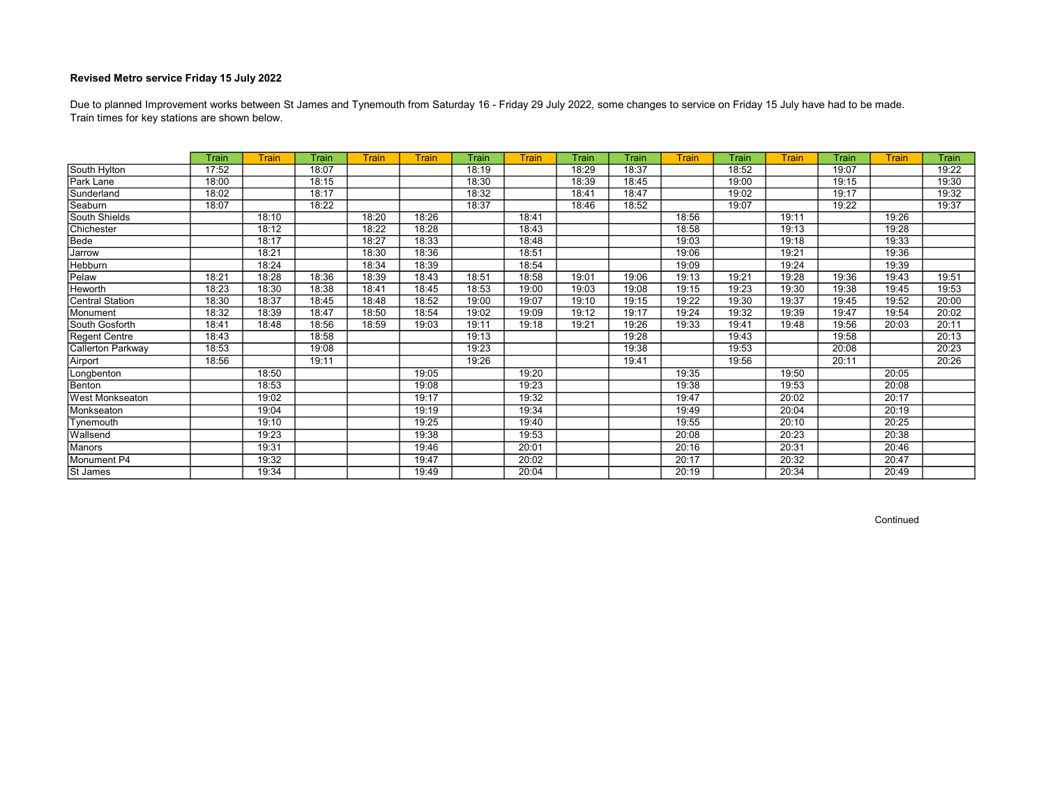**Revised Metro service Friday 15 July 2022**

Due to planned Improvement works between St James and Tynemouth from Saturday 16 - Friday 29 July 2022, some changes to service on Friday 15 July have had to be made.
Train times for key stations are shown below.

| | Train | Train | Train | Train | Train | Train | Train | Train | Train | Train | Train | Train | Train | Train | Train |
|---|---|---|---|---|---|---|---|---|---|---|---|---|---|---|---|
| South Hylton | 17:52 | | 18:07 | | | 18:19 | | 18:29 | 18:37 | | 18:52 | | 19:07 | | 19:22 |
| Park Lane | 18:00 | | 18:15 | | | 18:30 | | 18:39 | 18:45 | | 19:00 | | 19:15 | | 19:30 |
| Sunderland | 18:02 | | 18:17 | | | 18:32 | | 18:41 | 18:47 | | 19:02 | | 19:17 | | 19:32 |
| Seaburn | 18:07 | | 18:22 | | | 18:37 | | 18:46 | 18:52 | | 19:07 | | 19:22 | | 19:37 |
| South Shields | | 18:10 | | 18:20 | 18:26 | | 18:41 | | | 18:56 | | 19:11 | | 19:26 | |
| Chichester | | 18:12 | | 18:22 | 18:28 | | 18:43 | | | 18:58 | | 19:13 | | 19:28 | |
| Bede | | 18:17 | | 18:27 | 18:33 | | 18:48 | | | 19:03 | | 19:18 | | 19:33 | |
| Jarrow | | 18:21 | | 18:30 | 18:36 | | 18:51 | | | 19:06 | | 19:21 | | 19:36 | |
| Hebburn | | 18:24 | | 18:34 | 18:39 | | 18:54 | | | 19:09 | | 19:24 | | 19:39 | |
| Pelaw | 18:21 | 18:28 | 18:36 | 18:39 | 18:43 | 18:51 | 18:58 | 19:01 | 19:06 | 19:13 | 19:21 | 19:28 | 19:36 | 19:43 | 19:51 |
| Heworth | 18:23 | 18:30 | 18:38 | 18:41 | 18:45 | 18:53 | 19:00 | 19:03 | 19:08 | 19:15 | 19:23 | 19:30 | 19:38 | 19:45 | 19:53 |
| Central Station | 18:30 | 18:37 | 18:45 | 18:48 | 18:52 | 19:00 | 19:07 | 19:10 | 19:15 | 19:22 | 19:30 | 19:37 | 19:45 | 19:52 | 20:00 |
| Monument | 18:32 | 18:39 | 18:47 | 18:50 | 18:54 | 19:02 | 19:09 | 19:12 | 19:17 | 19:24 | 19:32 | 19:39 | 19:47 | 19:54 | 20:02 |
| South Gosforth | 18:41 | 18:48 | 18:56 | 18:59 | 19:03 | 19:11 | 19:18 | 19:21 | 19:26 | 19:33 | 19:41 | 19:48 | 19:56 | 20:03 | 20:11 |
| Regent Centre | 18:43 | | 18:58 | | | 19:13 | | | 19:28 | | 19:43 | | 19:58 | | 20:13 |
| Callerton Parkway | 18:53 | | 19:08 | | | 19:23 | | | 19:38 | | 19:53 | | 20:08 | | 20:23 |
| Airport | 18:56 | | 19:11 | | | 19:26 | | | 19:41 | | 19:56 | | 20:11 | | 20:26 |
| Longbenton | | 18:50 | | | 19:05 | | 19:20 | | | 19:35 | | 19:50 | | 20:05 | |
| Benton | | 18:53 | | | 19:08 | | 19:23 | | | 19:38 | | 19:53 | | 20:08 | |
| West Monkseaton | | 19:02 | | | 19:17 | | 19:32 | | | 19:47 | | 20:02 | | 20:17 | |
| Monkseaton | | 19:04 | | | 19:19 | | 19:34 | | | 19:49 | | 20:04 | | 20:19 | |
| Tynemouth | | 19:10 | | | 19:25 | | 19:40 | | | 19:55 | | 20:10 | | 20:25 | |
| Wallsend | | 19:23 | | | 19:38 | | 19:53 | | | 20:08 | | 20:23 | | 20:38 | |
| Manors | | 19:31 | | | 19:46 | | 20:01 | | | 20:16 | | 20:31 | | 20:46 | |
| Monument P4 | | 19:32 | | | 19:47 | | 20:02 | | | 20:17 | | 20:32 | | 20:47 | |
| St James | | 19:34 | | | 19:49 | | 20:04 | | | 20:19 | | 20:34 | | 20:49 | |

Continued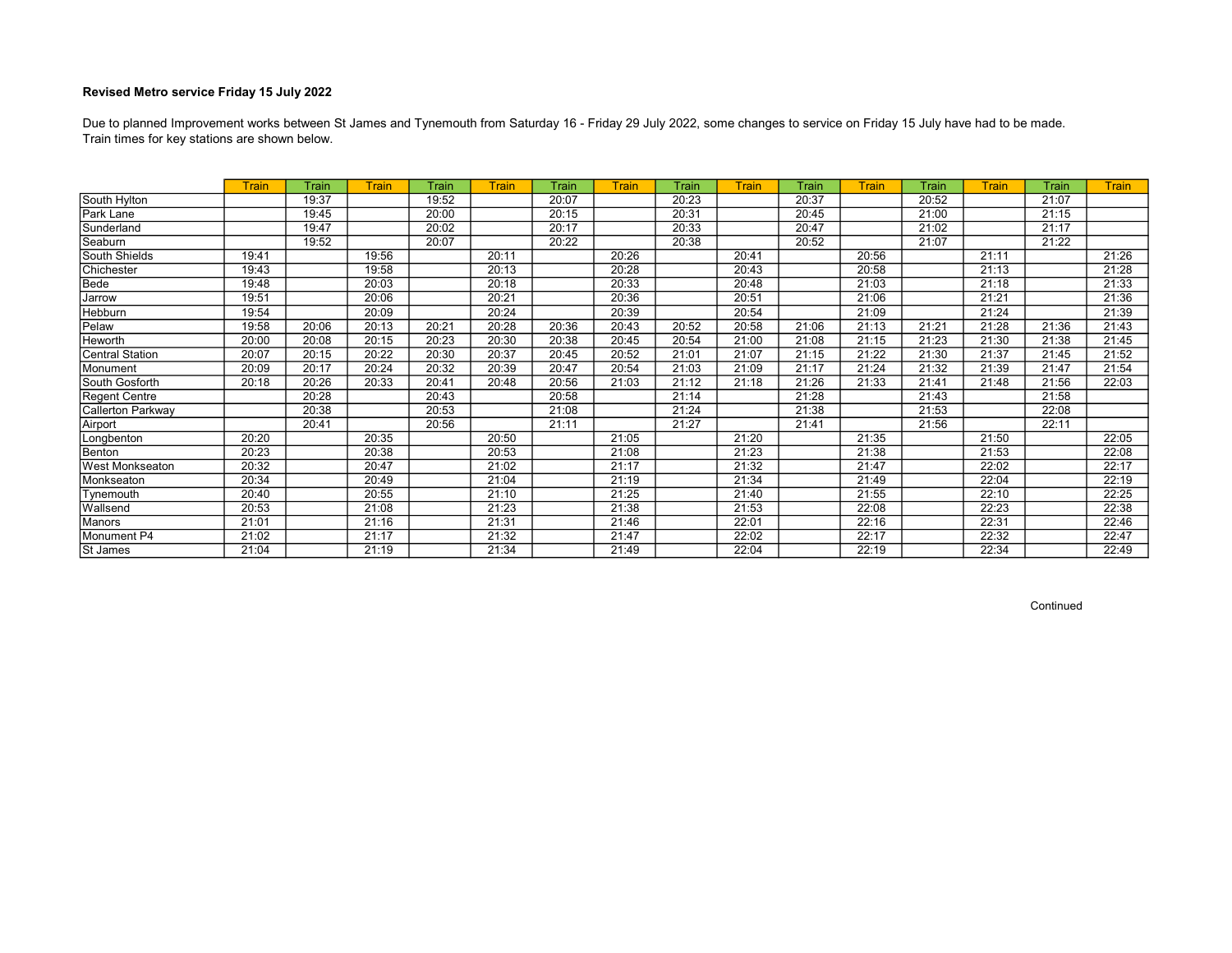**Revised Metro service Friday 15 July 2022**

Due to planned Improvement works between St James and Tynemouth from Saturday 16 - Friday 29 July 2022, some changes to service on Friday 15 July have had to be made.
Train times for key stations are shown below.

| | Train | Train | Train | Train | Train | Train | Train | Train | Train | Train | Train | Train | Train | Train | Train |
|---|---|---|---|---|---|---|---|---|---|---|---|---|---|---|---|
| South Hylton | | 19:37 | | 19:52 | | 20:07 | | 20:23 | | 20:37 | | 20:52 | | 21:07 | |
| Park Lane | | 19:45 | | 20:00 | | 20:15 | | 20:31 | | 20:45 | | 21:00 | | 21:15 | |
| Sunderland | | 19:47 | | 20:02 | | 20:17 | | 20:33 | | 20:47 | | 21:02 | | 21:17 | |
| Seaburn | | 19:52 | | 20:07 | | 20:22 | | 20:38 | | 20:52 | | 21:07 | | 21:22 | |
| South Shields | 19:41 | | 19:56 | | 20:11 | | 20:26 | | 20:41 | | 20:56 | | 21:11 | | 21:26 |
| Chichester | 19:43 | | 19:58 | | 20:13 | | 20:28 | | 20:43 | | 20:58 | | 21:13 | | 21:28 |
| Bede | 19:48 | | 20:03 | | 20:18 | | 20:33 | | 20:48 | | 21:03 | | 21:18 | | 21:33 |
| Jarrow | 19:51 | | 20:06 | | 20:21 | | 20:36 | | 20:51 | | 21:06 | | 21:21 | | 21:36 |
| Hebburn | 19:54 | | 20:09 | | 20:24 | | 20:39 | | 20:54 | | 21:09 | | 21:24 | | 21:39 |
| Pelaw | 19:58 | 20:06 | 20:13 | 20:21 | 20:28 | 20:36 | 20:43 | 20:52 | 20:58 | 21:06 | 21:13 | 21:21 | 21:28 | 21:36 | 21:43 |
| Heworth | 20:00 | 20:08 | 20:15 | 20:23 | 20:30 | 20:38 | 20:45 | 20:54 | 21:00 | 21:08 | 21:15 | 21:23 | 21:30 | 21:38 | 21:45 |
| Central Station | 20:07 | 20:15 | 20:22 | 20:30 | 20:37 | 20:45 | 20:52 | 21:01 | 21:07 | 21:15 | 21:22 | 21:30 | 21:37 | 21:45 | 21:52 |
| Monument | 20:09 | 20:17 | 20:24 | 20:32 | 20:39 | 20:47 | 20:54 | 21:03 | 21:09 | 21:17 | 21:24 | 21:32 | 21:39 | 21:47 | 21:54 |
| South Gosforth | 20:18 | 20:26 | 20:33 | 20:41 | 20:48 | 20:56 | 21:03 | 21:12 | 21:18 | 21:26 | 21:33 | 21:41 | 21:48 | 21:56 | 22:03 |
| Regent Centre | | 20:28 | | 20:43 | | 20:58 | | 21:14 | | 21:28 | | 21:43 | | 21:58 | |
| Callerton Parkway | | 20:38 | | 20:53 | | 21:08 | | 21:24 | | 21:38 | | 21:53 | | 22:08 | |
| Airport | | 20:41 | | 20:56 | | 21:11 | | 21:27 | | 21:41 | | 21:56 | | 22:11 | |
| Longbenton | 20:20 | | 20:35 | | 20:50 | | 21:05 | | 21:20 | | 21:35 | | 21:50 | | 22:05 |
| Benton | 20:23 | | 20:38 | | 20:53 | | 21:08 | | 21:23 | | 21:38 | | 21:53 | | 22:08 |
| West Monkseaton | 20:32 | | 20:47 | | 21:02 | | 21:17 | | 21:32 | | 21:47 | | 22:02 | | 22:17 |
| Monkseaton | 20:34 | | 20:49 | | 21:04 | | 21:19 | | 21:34 | | 21:49 | | 22:04 | | 22:19 |
| Tynemouth | 20:40 | | 20:55 | | 21:10 | | 21:25 | | 21:40 | | 21:55 | | 22:10 | | 22:25 |
| Wallsend | 20:53 | | 21:08 | | 21:23 | | 21:38 | | 21:53 | | 22:08 | | 22:23 | | 22:38 |
| Manors | 21:01 | | 21:16 | | 21:31 | | 21:46 | | 22:01 | | 22:16 | | 22:31 | | 22:46 |
| Monument P4 | 21:02 | | 21:17 | | 21:32 | | 21:47 | | 22:02 | | 22:17 | | 22:32 | | 22:47 |
| St James | 21:04 | | 21:19 | | 21:34 | | 21:49 | | 22:04 | | 22:19 | | 22:34 | | 22:49 |

Continued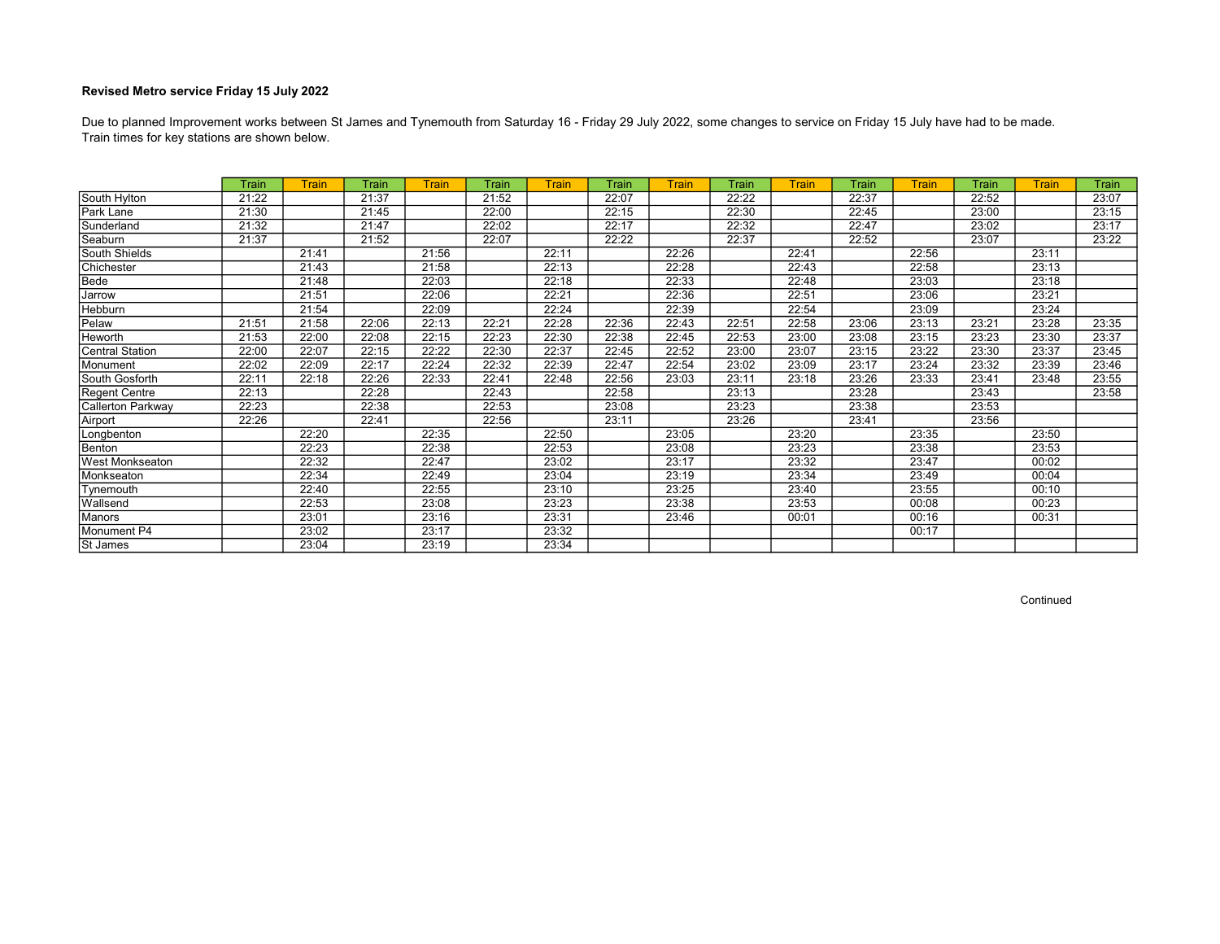**Revised Metro service Friday 15 July 2022**

Due to planned Improvement works between St James and Tynemouth from Saturday 16 - Friday 29 July 2022, some changes to service on Friday 15 July have had to be made.
Train times for key stations are shown below.

| | Train | Train | Train | Train | Train | Train | Train | Train | Train | Train | Train | Train | Train | Train | Train |
|---|---|---|---|---|---|---|---|---|---|---|---|---|---|---|---|
| South Hylton | 21:22 | | 21:37 | | 21:52 | | 22:07 | | 22:22 | | 22:37 | | 22:52 | | 23:07 |
| Park Lane | 21:30 | | 21:45 | | 22:00 | | 22:15 | | 22:30 | | 22:45 | | 23:00 | | 23:15 |
| Sunderland | 21:32 | | 21:47 | | 22:02 | | 22:17 | | 22:32 | | 22:47 | | 23:02 | | 23:17 |
| Seaburn | 21:37 | | 21:52 | | 22:07 | | 22:22 | | 22:37 | | 22:52 | | 23:07 | | 23:22 |
| South Shields | | 21:41 | | 21:56 | | 22:11 | | 22:26 | | 22:41 | | 22:56 | | 23:11 | |
| Chichester | | 21:43 | | 21:58 | | 22:13 | | 22:28 | | 22:43 | | 22:58 | | 23:13 | |
| Bede | | 21:48 | | 22:03 | | 22:18 | | 22:33 | | 22:48 | | 23:03 | | 23:18 | |
| Jarrow | | 21:51 | | 22:06 | | 22:21 | | 22:36 | | 22:51 | | 23:06 | | 23:21 | |
| Hebburn | | 21:54 | | 22:09 | | 22:24 | | 22:39 | | 22:54 | | 23:09 | | 23:24 | |
| Pelaw | 21:51 | 21:58 | 22:06 | 22:13 | 22:21 | 22:28 | 22:36 | 22:43 | 22:51 | 22:58 | 23:06 | 23:13 | 23:21 | 23:28 | 23:35 |
| Heworth | 21:53 | 22:00 | 22:08 | 22:15 | 22:23 | 22:30 | 22:38 | 22:45 | 22:53 | 23:00 | 23:08 | 23:15 | 23:23 | 23:30 | 23:37 |
| Central Station | 22:00 | 22:07 | 22:15 | 22:22 | 22:30 | 22:37 | 22:45 | 22:52 | 23:00 | 23:07 | 23:15 | 23:22 | 23:30 | 23:37 | 23:45 |
| Monument | 22:02 | 22:09 | 22:17 | 22:24 | 22:32 | 22:39 | 22:47 | 22:54 | 23:02 | 23:09 | 23:17 | 23:24 | 23:32 | 23:39 | 23:46 |
| South Gosforth | 22:11 | 22:18 | 22:26 | 22:33 | 22:41 | 22:48 | 22:56 | 23:03 | 23:11 | 23:18 | 23:26 | 23:33 | 23:41 | 23:48 | 23:55 |
| Regent Centre | 22:13 | | 22:28 | | 22:43 | | 22:58 | | 23:13 | | 23:28 | | 23:43 | | 23:58 |
| Callerton Parkway | 22:23 | | 22:38 | | 22:53 | | 23:08 | | 23:23 | | 23:38 | | 23:53 | | |
| Airport | 22:26 | | 22:41 | | 22:56 | | 23:11 | | 23:26 | | 23:41 | | 23:56 | | |
| Longbenton | | 22:20 | | 22:35 | | 22:50 | | 23:05 | | 23:20 | | 23:35 | | 23:50 | |
| Benton | | 22:23 | | 22:38 | | 22:53 | | 23:08 | | 23:23 | | 23:38 | | 23:53 | |
| West Monkseaton | | 22:32 | | 22:47 | | 23:02 | | 23:17 | | 23:32 | | 23:47 | | 00:02 | |
| Monkseaton | | 22:34 | | 22:49 | | 23:04 | | 23:19 | | 23:34 | | 23:49 | | 00:04 | |
| Tynemouth | | 22:40 | | 22:55 | | 23:10 | | 23:25 | | 23:40 | | 23:55 | | 00:10 | |
| Wallsend | | 22:53 | | 23:08 | | 23:23 | | 23:38 | | 23:53 | | 00:08 | | 00:23 | |
| Manors | | 23:01 | | 23:16 | | 23:31 | | 23:46 | | 00:01 | | 00:16 | | 00:31 | |
| Monument P4 | | 23:02 | | 23:17 | | 23:32 | | | | | | 00:17 | | | |
| St James | | 23:04 | | 23:19 | | 23:34 | | | | | | | | | |

Continued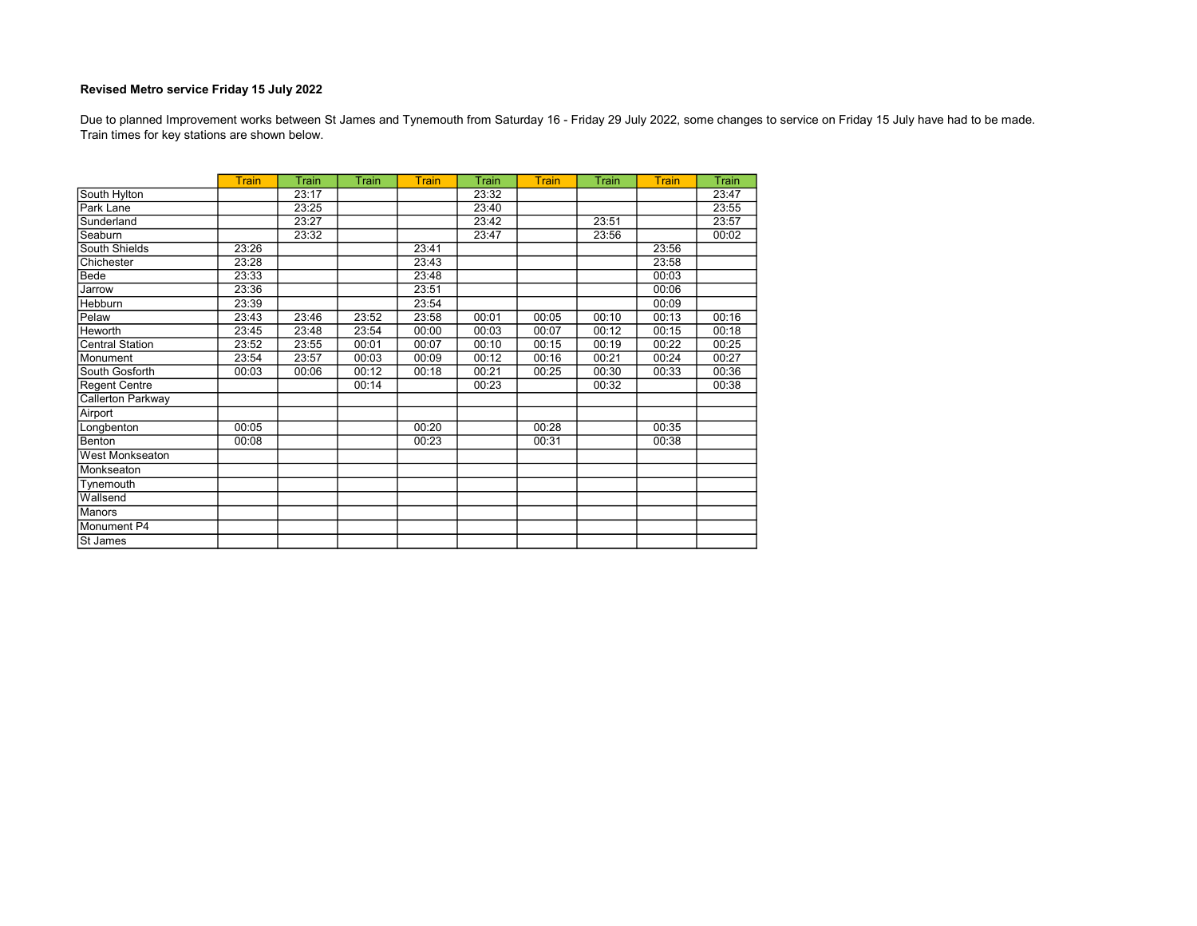**Revised Metro service Friday 15 July 2022**

Due to planned Improvement works between St James and Tynemouth from Saturday 16 - Friday 29 July 2022, some changes to service on Friday 15 July have had to be made.
Train times for key stations are shown below.

| | Train | Train | Train | Train | Train | Train | Train | Train | Train |
|---|---|---|---|---|---|---|---|---|---|
| South Hylton | | 23:17 | | | 23:32 | | | | 23:47 |
| Park Lane | | 23:25 | | | 23:40 | | | | 23:55 |
| Sunderland | | 23:27 | | | 23:42 | | 23:51 | | 23:57 |
| Seaburn | | 23:32 | | | 23:47 | | 23:56 | | 00:02 |
| South Shields | 23:26 | | | 23:41 | | | | 23:56 | |
| Chichester | 23:28 | | | 23:43 | | | | 23:58 | |
| Bede | 23:33 | | | 23:48 | | | | 00:03 | |
| Jarrow | 23:36 | | | 23:51 | | | | 00:06 | |
| Hebburn | 23:39 | | | 23:54 | | | | 00:09 | |
| Pelaw | 23:43 | 23:46 | 23:52 | 23:58 | 00:01 | 00:05 | 00:10 | 00:13 | 00:16 |
| Heworth | 23:45 | 23:48 | 23:54 | 00:00 | 00:03 | 00:07 | 00:12 | 00:15 | 00:18 |
| Central Station | 23:52 | 23:55 | 00:01 | 00:07 | 00:10 | 00:15 | 00:19 | 00:22 | 00:25 |
| Monument | 23:54 | 23:57 | 00:03 | 00:09 | 00:12 | 00:16 | 00:21 | 00:24 | 00:27 |
| South Gosforth | 00:03 | 00:06 | 00:12 | 00:18 | 00:21 | 00:25 | 00:30 | 00:33 | 00:36 |
| Regent Centre | | | 00:14 | | 00:23 | | 00:32 | | 00:38 |
| Callerton Parkway | | | | | | | | | |
| Airport | | | | | | | | | |
| Longbenton | 00:05 | | | 00:20 | | 00:28 | | 00:35 | |
| Benton | 00:08 | | | 00:23 | | 00:31 | | 00:38 | |
| West Monkseaton | | | | | | | | | |
| Monkseaton | | | | | | | | | |
| Tynemouth | | | | | | | | | |
| Wallsend | | | | | | | | | |
| Manors | | | | | | | | | |
| Monument P4 | | | | | | | | | |
| St James | | | | | | | | | |